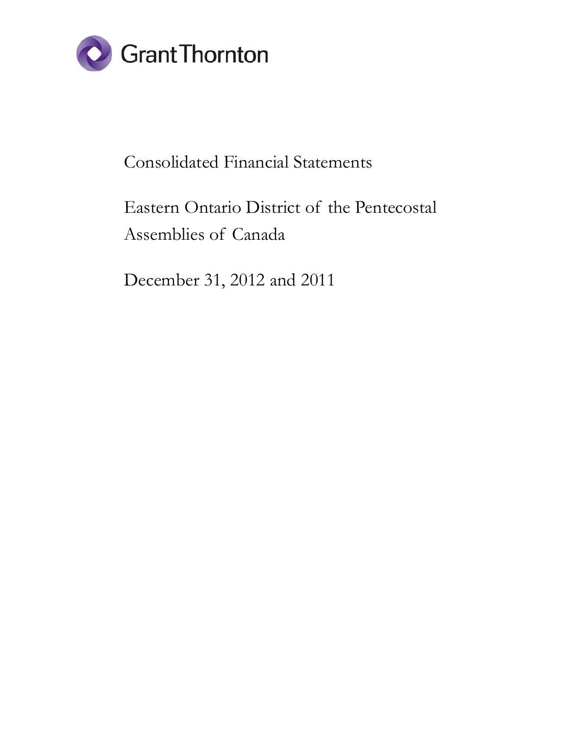Grant Thornton

# Consolidated Financial Statements

## Eastern Ontario District of the Pentecostal Assemblies of Canada

## December 31, 2012 and 2011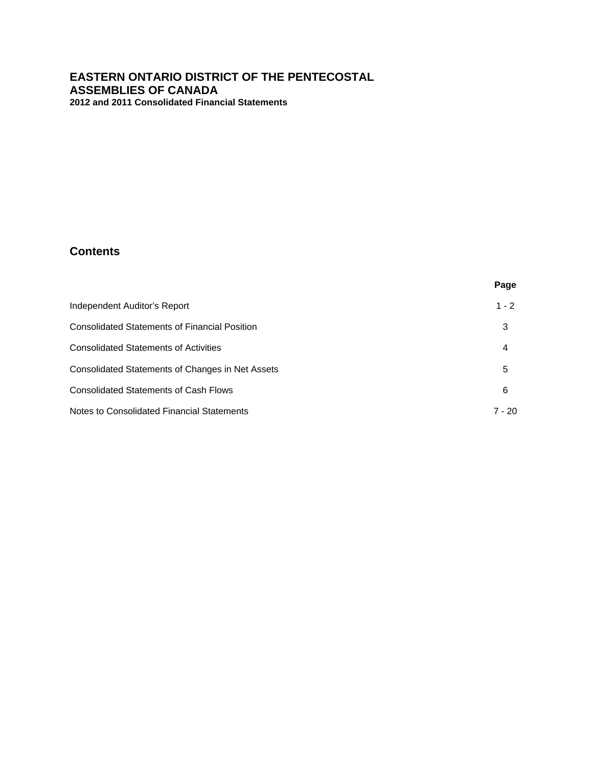# EASTERN ONTARIO DISTRICT OF THE PENTECOSTAL ASSEMBLIES OF CANADA

**2012 and 2011 Consolidated Financial Statements**

## Contents

| | Page |
|---|---|
| Independent Auditor's Report | 1 - 2 |
| Consolidated Statements of Financial Position | 3 |
| Consolidated Statements of Activities | 4 |
| Consolidated Statements of Changes in Net Assets | 5 |
| Consolidated Statements of Cash Flows | 6 |
| Notes to Consolidated Financial Statements | 7 - 20 |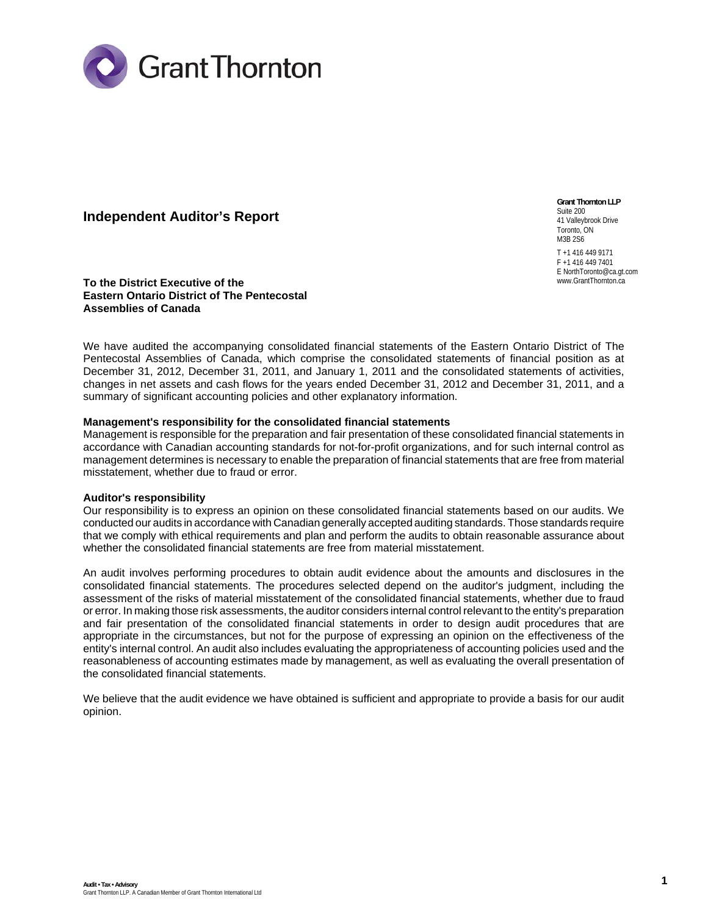Grant Thornton

## Independent Auditor's Report

**Grant Thornton LLP**
Suite 200
41 Valleybrook Drive
Toronto, ON
M3B 2S6

T +1 416 449 9171
F +1 416 449 7401
E NorthToronto@ca.gt.com
www.GrantThornton.ca

**To the District Executive of the Eastern Ontario District of The Pentecostal Assemblies of Canada**

We have audited the accompanying consolidated financial statements of the Eastern Ontario District of The Pentecostal Assemblies of Canada, which comprise the consolidated statements of financial position as at December 31, 2012, December 31, 2011, and January 1, 2011 and the consolidated statements of activities, changes in net assets and cash flows for the years ended December 31, 2012 and December 31, 2011, and a summary of significant accounting policies and other explanatory information.

**Management's responsibility for the consolidated financial statements**

Management is responsible for the preparation and fair presentation of these consolidated financial statements in accordance with Canadian accounting standards for not-for-profit organizations, and for such internal control as management determines is necessary to enable the preparation of financial statements that are free from material misstatement, whether due to fraud or error.

**Auditor's responsibility**

Our responsibility is to express an opinion on these consolidated financial statements based on our audits. We conducted our audits in accordance with Canadian generally accepted auditing standards. Those standards require that we comply with ethical requirements and plan and perform the audits to obtain reasonable assurance about whether the consolidated financial statements are free from material misstatement.

An audit involves performing procedures to obtain audit evidence about the amounts and disclosures in the consolidated financial statements. The procedures selected depend on the auditor's judgment, including the assessment of the risks of material misstatement of the consolidated financial statements, whether due to fraud or error. In making those risk assessments, the auditor considers internal control relevant to the entity's preparation and fair presentation of the consolidated financial statements in order to design audit procedures that are appropriate in the circumstances, but not for the purpose of expressing an opinion on the effectiveness of the entity's internal control. An audit also includes evaluating the appropriateness of accounting policies used and the reasonableness of accounting estimates made by management, as well as evaluating the overall presentation of the consolidated financial statements.

We believe that the audit evidence we have obtained is sufficient and appropriate to provide a basis for our audit opinion.

**Audit • Tax • Advisory**
Grant Thornton LLP. A Canadian Member of Grant Thornton International Ltd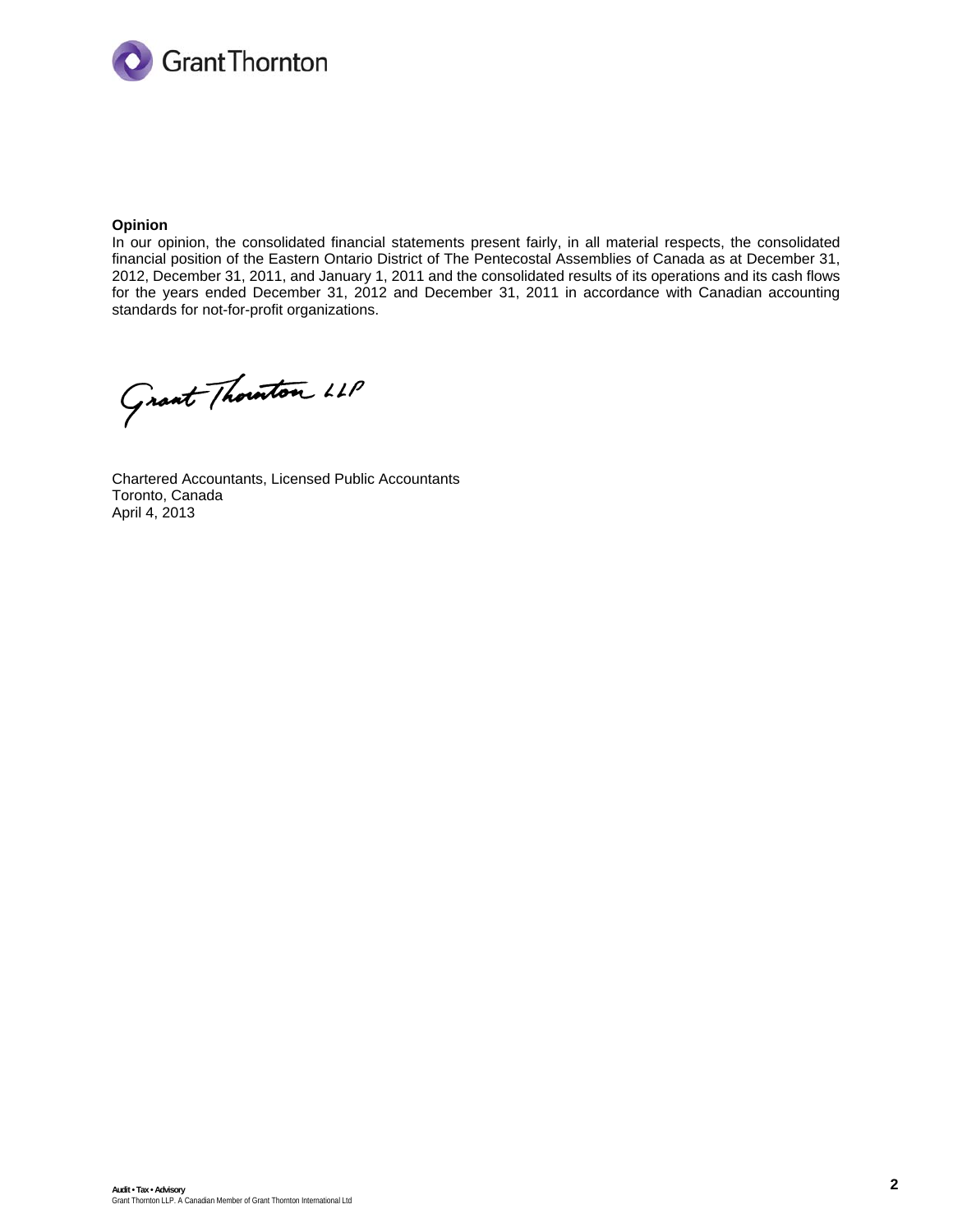**Opinion**

In our opinion, the consolidated financial statements present fairly, in all material respects, the consolidated financial position of the Eastern Ontario District of The Pentecostal Assemblies of Canada as at December 31, 2012, December 31, 2011, and January 1, 2011 and the consolidated results of its operations and its cash flows for the years ended December 31, 2012 and December 31, 2011 in accordance with Canadian accounting standards for not-for-profit organizations.

Grant Thornton LLP

Chartered Accountants, Licensed Public Accountants
Toronto, Canada
April 4, 2013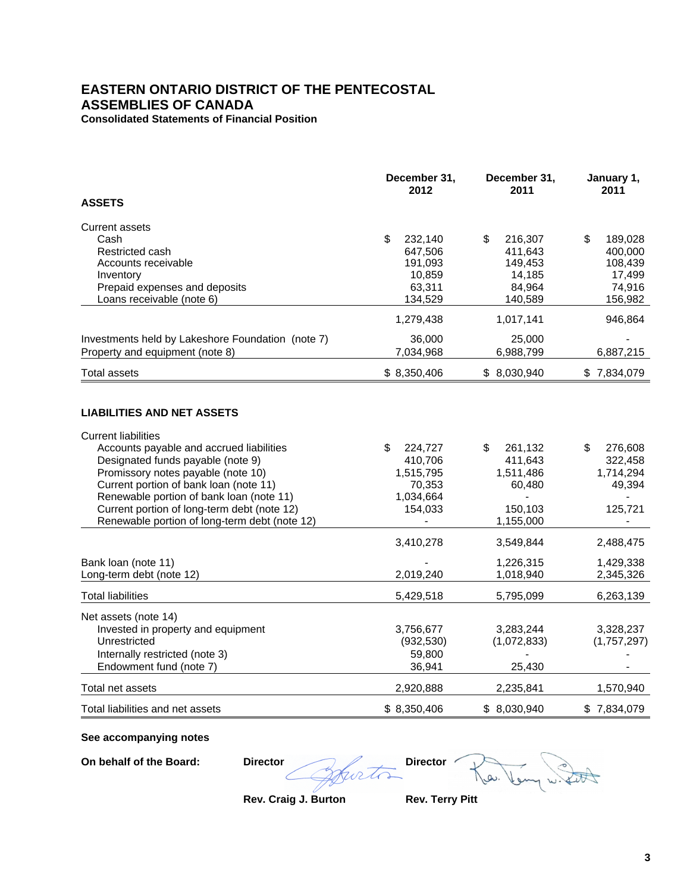# EASTERN ONTARIO DISTRICT OF THE PENTECOSTAL ASSEMBLIES OF CANADA

**Consolidated Statements of Financial Position**

| | December 31, 2012 | December 31, 2011 | January 1, 2011 |
|---|---|---|---|
| **ASSETS** | | | |
| Current assets | | | |
| Cash | $ 232,140 | $ 216,307 | $ 189,028 |
| Restricted cash | 647,506 | 411,643 | 400,000 |
| Accounts receivable | 191,093 | 149,453 | 108,439 |
| Inventory | 10,859 | 14,185 | 17,499 |
| Prepaid expenses and deposits | 63,311 | 84,964 | 74,916 |
| Loans receivable (note 6) | 134,529 | 140,589 | 156,982 |
| | 1,279,438 | 1,017,141 | 946,864 |
| Investments held by Lakeshore Foundation (note 7) | 36,000 | 25,000 | - |
| Property and equipment (note 8) | 7,034,968 | 6,988,799 | 6,887,215 |
| Total assets | $ 8,350,406 | $ 8,030,940 | $ 7,834,079 |
| **LIABILITIES AND NET ASSETS** | | | |
| Current liabilities | | | |
| Accounts payable and accrued liabilities | $ 224,727 | $ 261,132 | $ 276,608 |
| Designated funds payable (note 9) | 410,706 | 411,643 | 322,458 |
| Promissory notes payable (note 10) | 1,515,795 | 1,511,486 | 1,714,294 |
| Current portion of bank loan (note 11) | 70,353 | 60,480 | 49,394 |
| Renewable portion of bank loan (note 11) | 1,034,664 | - | - |
| Current portion of long-term debt (note 12) | 154,033 | 150,103 | 125,721 |
| Renewable portion of long-term debt (note 12) | - | 1,155,000 | - |
| | 3,410,278 | 3,549,844 | 2,488,475 |
| Bank loan (note 11) | - | 1,226,315 | 1,429,338 |
| Long-term debt (note 12) | 2,019,240 | 1,018,940 | 2,345,326 |
| Total liabilities | 5,429,518 | 5,795,099 | 6,263,139 |
| Net assets (note 14) | | | |
| Invested in property and equipment | 3,756,677 | 3,283,244 | 3,328,237 |
| Unrestricted | (932,530) | (1,072,833) | (1,757,297) |
| Internally restricted (note 3) | 59,800 | - | - |
| Endowment fund (note 7) | 36,941 | 25,430 | - |
| Total net assets | 2,920,888 | 2,235,841 | 1,570,940 |
| Total liabilities and net assets | $ 8,350,406 | $ 8,030,940 | $ 7,834,079 |

**See accompanying notes**

**On behalf of the Board:** **Director** **Director**

**Rev. Craig J. Burton** **Rev. Terry Pitt**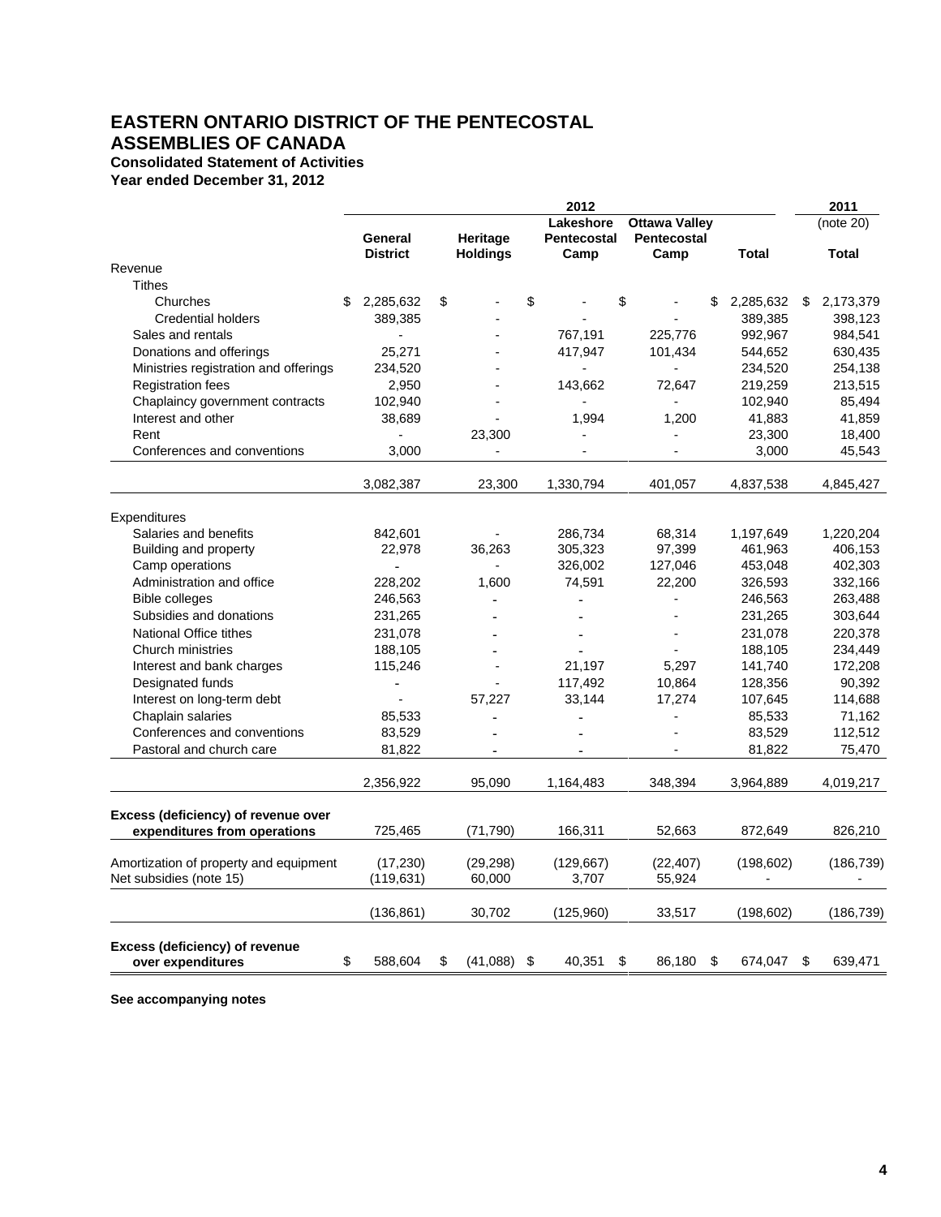# EASTERN ONTARIO DISTRICT OF THE PENTECOSTAL ASSEMBLIES OF CANADA

**Consolidated Statement of Activities**
**Year ended December 31, 2012**

| | 2012 | | | | | 2011 |
|---|---|---|---|---|---|---|
| | General District | Heritage Holdings | Lakeshore Pentecostal Camp | Ottawa Valley Pentecostal Camp | Total | (note 20) Total |
| Revenue | | | | | | |
| Tithes | | | | | | |
| Churches | $ 2,285,632 | $ - | $ - | $ - | $ 2,285,632 | $ 2,173,379 |
| Credential holders | 389,385 | - | - | - | 389,385 | 398,123 |
| Sales and rentals | - | - | 767,191 | 225,776 | 992,967 | 984,541 |
| Donations and offerings | 25,271 | - | 417,947 | 101,434 | 544,652 | 630,435 |
| Ministries registration and offerings | 234,520 | - | - | - | 234,520 | 254,138 |
| Registration fees | 2,950 | - | 143,662 | 72,647 | 219,259 | 213,515 |
| Chaplaincy government contracts | 102,940 | - | - | - | 102,940 | 85,494 |
| Interest and other | 38,689 | - | 1,994 | 1,200 | 41,883 | 41,859 |
| Rent | - | 23,300 | - | - | 23,300 | 18,400 |
| Conferences and conventions | 3,000 | - | - | - | 3,000 | 45,543 |
| | 3,082,387 | 23,300 | 1,330,794 | 401,057 | 4,837,538 | 4,845,427 |
| Expenditures | | | | | | |
| Salaries and benefits | 842,601 | - | 286,734 | 68,314 | 1,197,649 | 1,220,204 |
| Building and property | 22,978 | 36,263 | 305,323 | 97,399 | 461,963 | 406,153 |
| Camp operations | - | - | 326,002 | 127,046 | 453,048 | 402,303 |
| Administration and office | 228,202 | 1,600 | 74,591 | 22,200 | 326,593 | 332,166 |
| Bible colleges | 246,563 | - | - | - | 246,563 | 263,488 |
| Subsidies and donations | 231,265 | - | - | - | 231,265 | 303,644 |
| National Office tithes | 231,078 | - | - | - | 231,078 | 220,378 |
| Church ministries | 188,105 | - | - | - | 188,105 | 234,449 |
| Interest and bank charges | 115,246 | - | 21,197 | 5,297 | 141,740 | 172,208 |
| Designated funds | - | - | 117,492 | 10,864 | 128,356 | 90,392 |
| Interest on long-term debt | - | 57,227 | 33,144 | 17,274 | 107,645 | 114,688 |
| Chaplain salaries | 85,533 | - | - | - | 85,533 | 71,162 |
| Conferences and conventions | 83,529 | - | - | - | 83,529 | 112,512 |
| Pastoral and church care | 81,822 | - | - | - | 81,822 | 75,470 |
| | 2,356,922 | 95,090 | 1,164,483 | 348,394 | 3,964,889 | 4,019,217 |
| **Excess (deficiency) of revenue over expenditures from operations** | 725,465 | (71,790) | 166,311 | 52,663 | 872,649 | 826,210 |
| Amortization of property and equipment | (17,230) | (29,298) | (129,667) | (22,407) | (198,602) | (186,739) |
| Net subsidies (note 15) | (119,631) | 60,000 | 3,707 | 55,924 | - | - |
| | (136,861) | 30,702 | (125,960) | 33,517 | (198,602) | (186,739) |
| **Excess (deficiency) of revenue over expenditures** | $ 588,604 | $ (41,088) | $ 40,351 | $ 86,180 | $ 674,047 | $ 639,471 |

**See accompanying notes**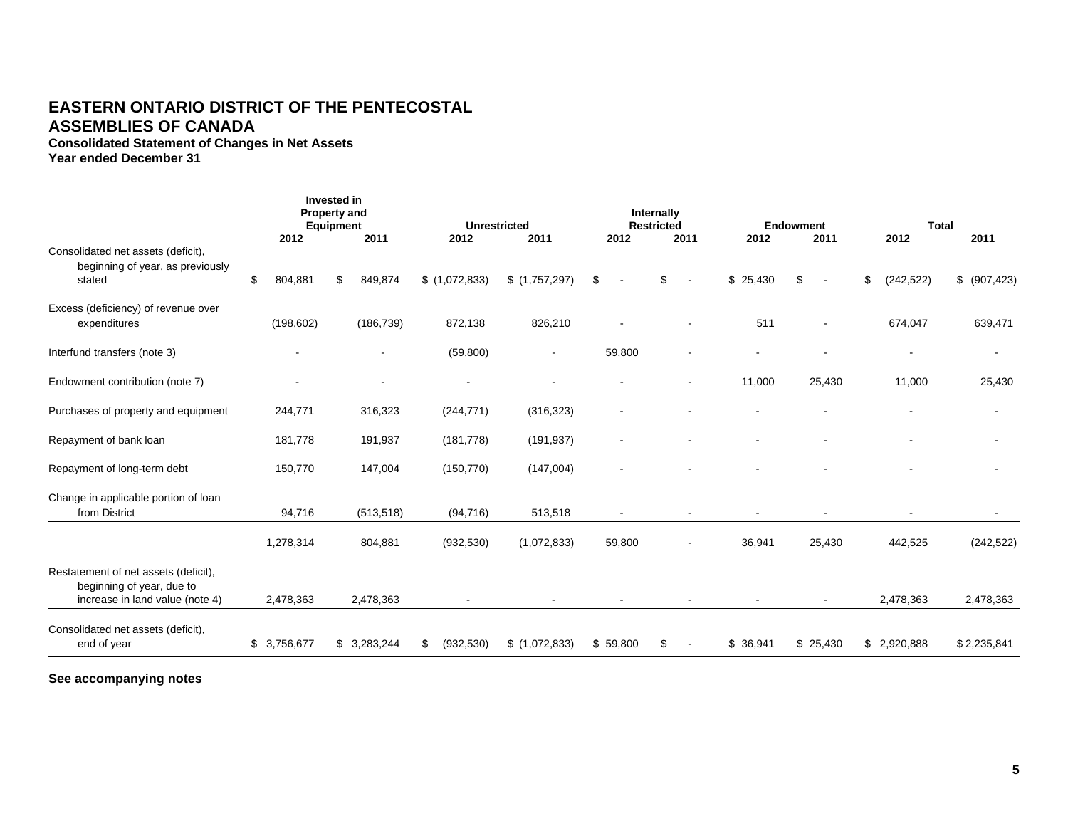# EASTERN ONTARIO DISTRICT OF THE PENTECOSTAL ASSEMBLIES OF CANADA

**Consolidated Statement of Changes in Net Assets**
**Year ended December 31**

| | Invested in Property and Equipment | | Unrestricted | | Internally Restricted | | Endowment | | Total | |
|---|---|---|---|---|---|---|---|---|---|---|
| | 2012 | 2011 | 2012 | 2011 | 2012 | 2011 | 2012 | 2011 | 2012 | 2011 |
| Consolidated net assets (deficit), beginning of year, as previously stated | $ 804,881 | $ 849,874 | $ (1,072,833) | $ (1,757,297) | $ - | $ - | $ 25,430 | $ - | $ (242,522) | $ (907,423) |
| Excess (deficiency) of revenue over expenditures | (198,602) | (186,739) | 872,138 | 826,210 | - | - | 511 | - | 674,047 | 639,471 |
| Interfund transfers (note 3) | - | - | (59,800) | - | 59,800 | - | - | - | - | - |
| Endowment contribution (note 7) | - | - | - | - | - | - | 11,000 | 25,430 | 11,000 | 25,430 |
| Purchases of property and equipment | 244,771 | 316,323 | (244,771) | (316,323) | - | - | - | - | - | - |
| Repayment of bank loan | 181,778 | 191,937 | (181,778) | (191,937) | - | - | - | - | - | - |
| Repayment of long-term debt | 150,770 | 147,004 | (150,770) | (147,004) | - | - | - | - | - | - |
| Change in applicable portion of loan from District | 94,716 | (513,518) | (94,716) | 513,518 | - | - | - | - | - | - |
| | 1,278,314 | 804,881 | (932,530) | (1,072,833) | 59,800 | - | 36,941 | 25,430 | 442,525 | (242,522) |
| Restatement of net assets (deficit), beginning of year, due to increase in land value (note 4) | 2,478,363 | 2,478,363 | - | - | - | - | - | - | 2,478,363 | 2,478,363 |
| Consolidated net assets (deficit), end of year | $ 3,756,677 | $ 3,283,244 | $ (932,530) | $ (1,072,833) | $ 59,800 | $ - | $ 36,941 | $ 25,430 | $ 2,920,888 | $ 2,235,841 |

**See accompanying notes**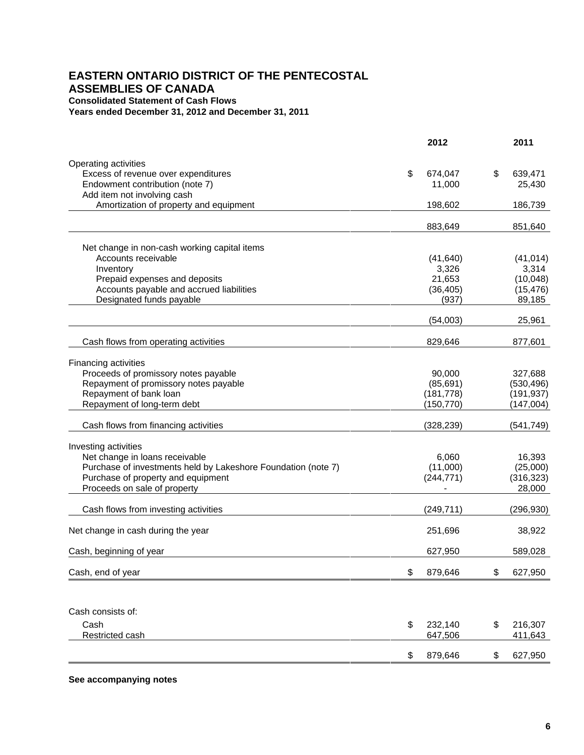# EASTERN ONTARIO DISTRICT OF THE PENTECOSTAL ASSEMBLIES OF CANADA

**Consolidated Statement of Cash Flows**
**Years ended December 31, 2012 and December 31, 2011**

| | 2012 | 2011 |
|---|---|---|
| Operating activities | | |
| Excess of revenue over expenditures | $ 674,047 | $ 639,471 |
| Endowment contribution (note 7) | 11,000 | 25,430 |
| Add item not involving cash | | |
| Amortization of property and equipment | 198,602 | 186,739 |
| | 883,649 | 851,640 |
| Net change in non-cash working capital items | | |
| Accounts receivable | (41,640) | (41,014) |
| Inventory | 3,326 | 3,314 |
| Prepaid expenses and deposits | 21,653 | (10,048) |
| Accounts payable and accrued liabilities | (36,405) | (15,476) |
| Designated funds payable | (937) | 89,185 |
| | (54,003) | 25,961 |
| Cash flows from operating activities | 829,646 | 877,601 |
| Financing activities | | |
| Proceeds of promissory notes payable | 90,000 | 327,688 |
| Repayment of promissory notes payable | (85,691) | (530,496) |
| Repayment of bank loan | (181,778) | (191,937) |
| Repayment of long-term debt | (150,770) | (147,004) |
| Cash flows from financing activities | (328,239) | (541,749) |
| Investing activities | | |
| Net change in loans receivable | 6,060 | 16,393 |
| Purchase of investments held by Lakeshore Foundation (note 7) | (11,000) | (25,000) |
| Purchase of property and equipment | (244,771) | (316,323) |
| Proceeds on sale of property | - | 28,000 |
| Cash flows from investing activities | (249,711) | (296,930) |
| Net change in cash during the year | 251,696 | 38,922 |
| Cash, beginning of year | 627,950 | 589,028 |
| Cash, end of year | $ 879,646 | $ 627,950 |

Cash consists of:

| | 2012 | 2011 |
|---|---|---|
| Cash | $ 232,140 | $ 216,307 |
| Restricted cash | 647,506 | 411,643 |
| | $ 879,646 | $ 627,950 |

**See accompanying notes**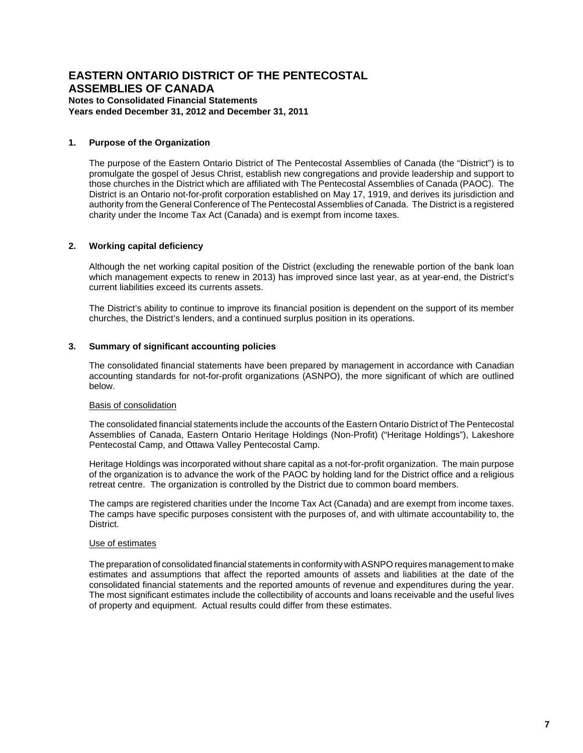# EASTERN ONTARIO DISTRICT OF THE PENTECOSTAL ASSEMBLIES OF CANADA

**Notes to Consolidated Financial Statements**
**Years ended December 31, 2012 and December 31, 2011**

## 1. Purpose of the Organization

The purpose of the Eastern Ontario District of The Pentecostal Assemblies of Canada (the "District") is to promulgate the gospel of Jesus Christ, establish new congregations and provide leadership and support to those churches in the District which are affiliated with The Pentecostal Assemblies of Canada (PAOC). The District is an Ontario not-for-profit corporation established on May 17, 1919, and derives its jurisdiction and authority from the General Conference of The Pentecostal Assemblies of Canada. The District is a registered charity under the Income Tax Act (Canada) and is exempt from income taxes.

## 2. Working capital deficiency

Although the net working capital position of the District (excluding the renewable portion of the bank loan which management expects to renew in 2013) has improved since last year, as at year-end, the District's current liabilities exceed its currents assets.

The District's ability to continue to improve its financial position is dependent on the support of its member churches, the District's lenders, and a continued surplus position in its operations.

## 3. Summary of significant accounting policies

The consolidated financial statements have been prepared by management in accordance with Canadian accounting standards for not-for-profit organizations (ASNPO), the more significant of which are outlined below.

### Basis of consolidation

The consolidated financial statements include the accounts of the Eastern Ontario District of The Pentecostal Assemblies of Canada, Eastern Ontario Heritage Holdings (Non-Profit) ("Heritage Holdings"), Lakeshore Pentecostal Camp, and Ottawa Valley Pentecostal Camp.

Heritage Holdings was incorporated without share capital as a not-for-profit organization. The main purpose of the organization is to advance the work of the PAOC by holding land for the District office and a religious retreat centre. The organization is controlled by the District due to common board members.

The camps are registered charities under the Income Tax Act (Canada) and are exempt from income taxes. The camps have specific purposes consistent with the purposes of, and with ultimate accountability to, the District.

### Use of estimates

The preparation of consolidated financial statements in conformity with ASNPO requires management to make estimates and assumptions that affect the reported amounts of assets and liabilities at the date of the consolidated financial statements and the reported amounts of revenue and expenditures during the year. The most significant estimates include the collectibility of accounts and loans receivable and the useful lives of property and equipment. Actual results could differ from these estimates.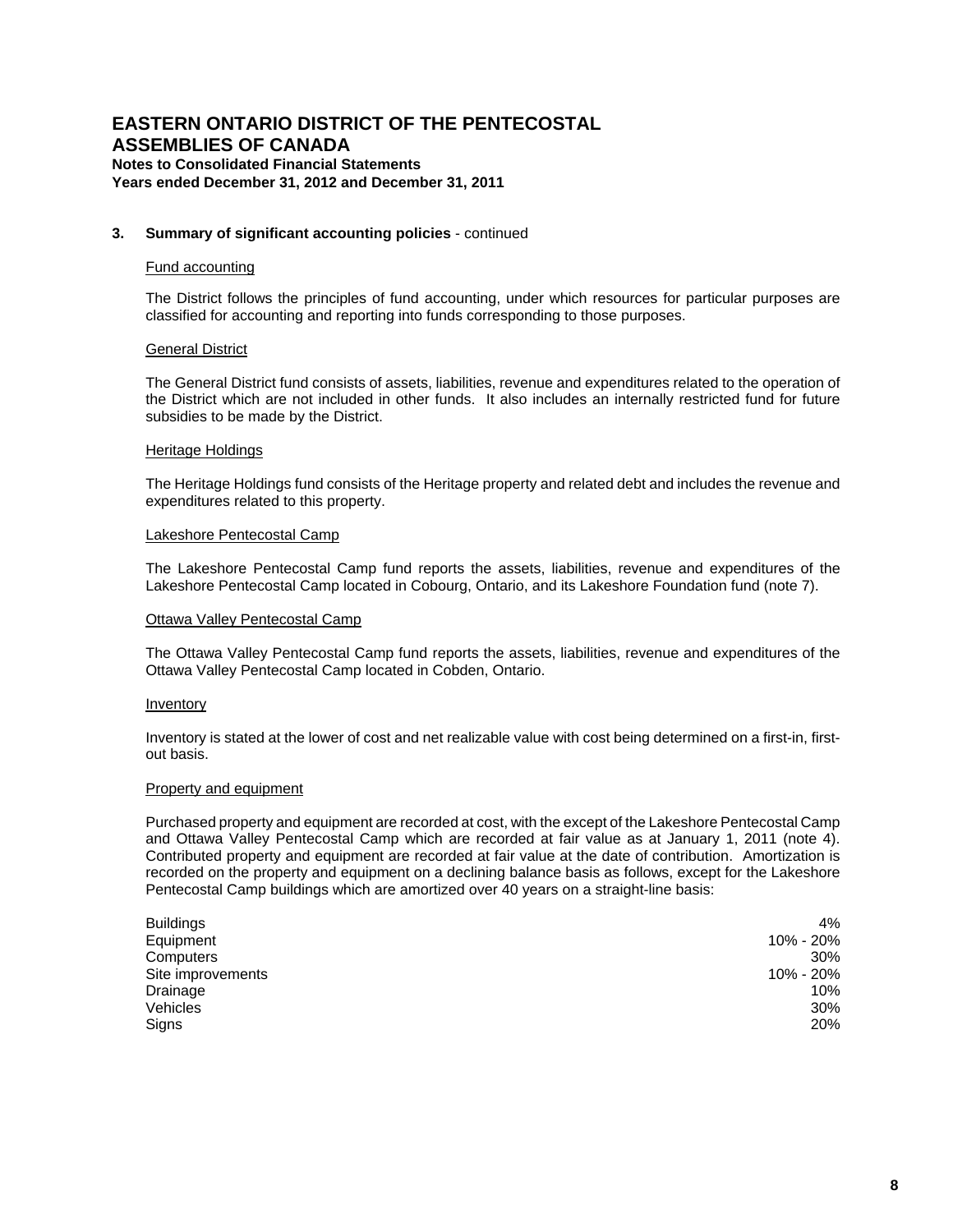### 3. Summary of significant accounting policies - continued

Fund accounting

The District follows the principles of fund accounting, under which resources for particular purposes are classified for accounting and reporting into funds corresponding to those purposes.

General District

The General District fund consists of assets, liabilities, revenue and expenditures related to the operation of the District which are not included in other funds. It also includes an internally restricted fund for future subsidies to be made by the District.

Heritage Holdings

The Heritage Holdings fund consists of the Heritage property and related debt and includes the revenue and expenditures related to this property.

Lakeshore Pentecostal Camp

The Lakeshore Pentecostal Camp fund reports the assets, liabilities, revenue and expenditures of the Lakeshore Pentecostal Camp located in Cobourg, Ontario, and its Lakeshore Foundation fund (note 7).

Ottawa Valley Pentecostal Camp

The Ottawa Valley Pentecostal Camp fund reports the assets, liabilities, revenue and expenditures of the Ottawa Valley Pentecostal Camp located in Cobden, Ontario.

Inventory

Inventory is stated at the lower of cost and net realizable value with cost being determined on a first-in, first-out basis.

Property and equipment

Purchased property and equipment are recorded at cost, with the except of the Lakeshore Pentecostal Camp and Ottawa Valley Pentecostal Camp which are recorded at fair value as at January 1, 2011 (note 4). Contributed property and equipment are recorded at fair value at the date of contribution. Amortization is recorded on the property and equipment on a declining balance basis as follows, except for the Lakeshore Pentecostal Camp buildings which are amortized over 40 years on a straight-line basis:

| | |
|---|---|
| Buildings | 4% |
| Equipment | 10% - 20% |
| Computers | 30% |
| Site improvements | 10% - 20% |
| Drainage | 10% |
| Vehicles | 30% |
| Signs | 20% |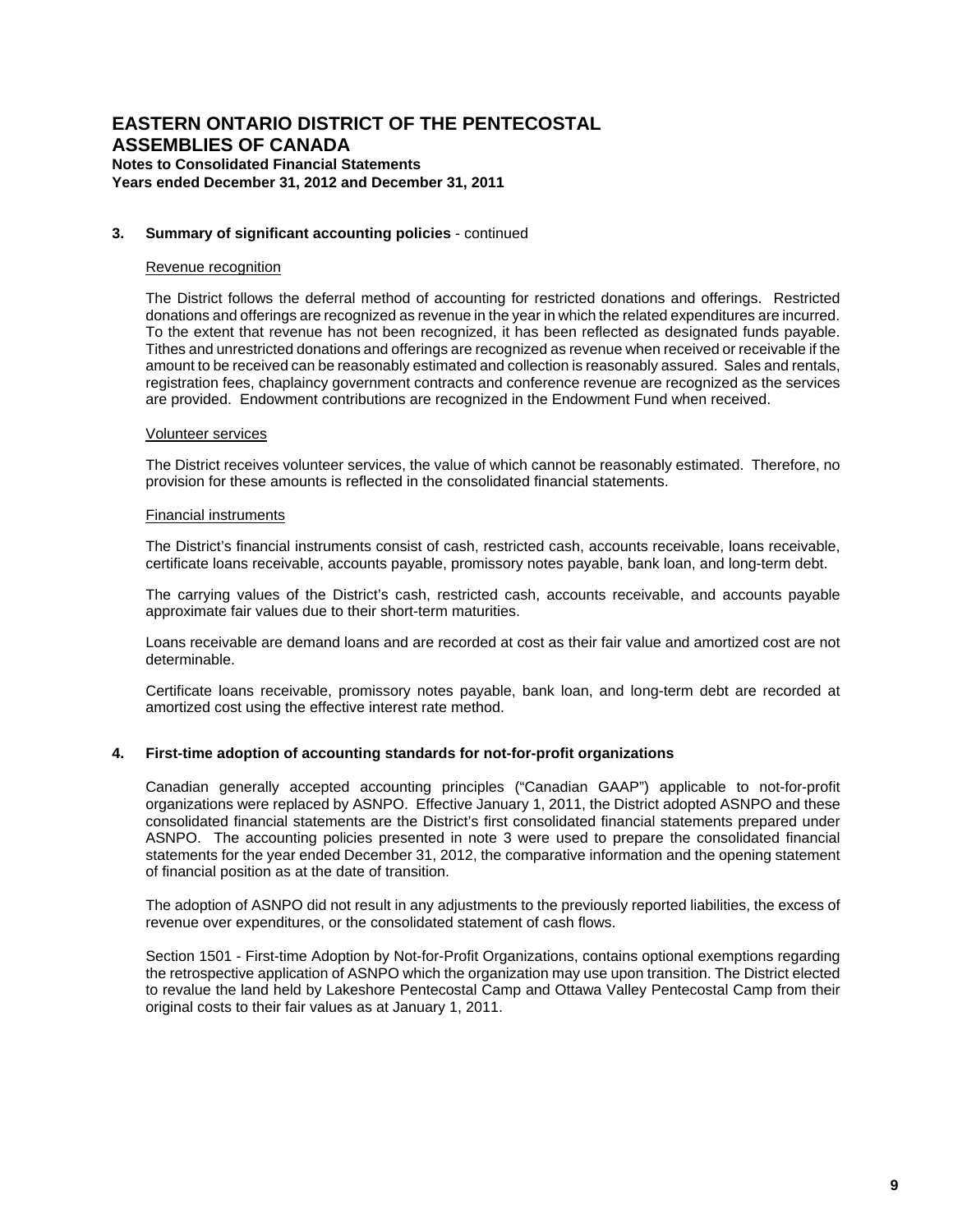# EASTERN ONTARIO DISTRICT OF THE PENTECOSTAL ASSEMBLIES OF CANADA

**Notes to Consolidated Financial Statements**
**Years ended December 31, 2012 and December 31, 2011**

## 3. Summary of significant accounting policies - continued

Revenue recognition

The District follows the deferral method of accounting for restricted donations and offerings. Restricted donations and offerings are recognized as revenue in the year in which the related expenditures are incurred. To the extent that revenue has not been recognized, it has been reflected as designated funds payable. Tithes and unrestricted donations and offerings are recognized as revenue when received or receivable if the amount to be received can be reasonably estimated and collection is reasonably assured. Sales and rentals, registration fees, chaplaincy government contracts and conference revenue are recognized as the services are provided. Endowment contributions are recognized in the Endowment Fund when received.

Volunteer services

The District receives volunteer services, the value of which cannot be reasonably estimated. Therefore, no provision for these amounts is reflected in the consolidated financial statements.

Financial instruments

The District's financial instruments consist of cash, restricted cash, accounts receivable, loans receivable, certificate loans receivable, accounts payable, promissory notes payable, bank loan, and long-term debt.

The carrying values of the District's cash, restricted cash, accounts receivable, and accounts payable approximate fair values due to their short-term maturities.

Loans receivable are demand loans and are recorded at cost as their fair value and amortized cost are not determinable.

Certificate loans receivable, promissory notes payable, bank loan, and long-term debt are recorded at amortized cost using the effective interest rate method.

## 4. First-time adoption of accounting standards for not-for-profit organizations

Canadian generally accepted accounting principles ("Canadian GAAP") applicable to not-for-profit organizations were replaced by ASNPO. Effective January 1, 2011, the District adopted ASNPO and these consolidated financial statements are the District's first consolidated financial statements prepared under ASNPO. The accounting policies presented in note 3 were used to prepare the consolidated financial statements for the year ended December 31, 2012, the comparative information and the opening statement of financial position as at the date of transition.

The adoption of ASNPO did not result in any adjustments to the previously reported liabilities, the excess of revenue over expenditures, or the consolidated statement of cash flows.

Section 1501 - First-time Adoption by Not-for-Profit Organizations, contains optional exemptions regarding the retrospective application of ASNPO which the organization may use upon transition. The District elected to revalue the land held by Lakeshore Pentecostal Camp and Ottawa Valley Pentecostal Camp from their original costs to their fair values as at January 1, 2011.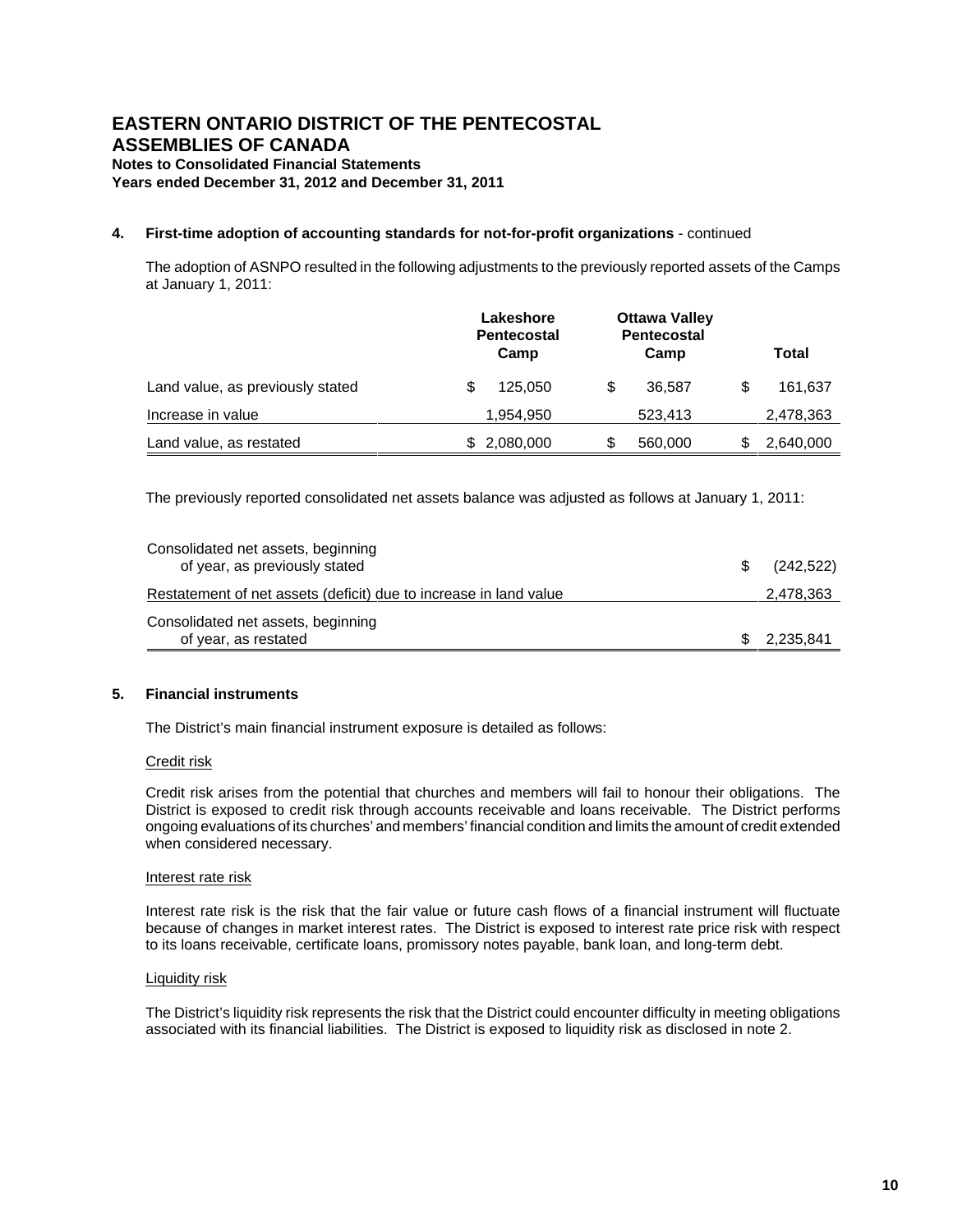# EASTERN ONTARIO DISTRICT OF THE PENTECOSTAL ASSEMBLIES OF CANADA

**Notes to Consolidated Financial Statements**
**Years ended December 31, 2012 and December 31, 2011**

## 4. First-time adoption of accounting standards for not-for-profit organizations - continued

The adoption of ASNPO resulted in the following adjustments to the previously reported assets of the Camps at January 1, 2011:

| | Lakeshore Pentecostal Camp | Ottawa Valley Pentecostal Camp | Total |
|---|---|---|---|
| Land value, as previously stated | $ 125,050 | $ 36,587 | $ 161,637 |
| Increase in value | 1,954,950 | 523,413 | 2,478,363 |
| Land value, as restated | $ 2,080,000 | $ 560,000 | $ 2,640,000 |

The previously reported consolidated net assets balance was adjusted as follows at January 1, 2011:

| | |
|---|---|
| Consolidated net assets, beginning of year, as previously stated | $ (242,522) |
| Restatement of net assets (deficit) due to increase in land value | 2,478,363 |
| Consolidated net assets, beginning of year, as restated | $ 2,235,841 |

## 5. Financial instruments

The District's main financial instrument exposure is detailed as follows:

Credit risk

Credit risk arises from the potential that churches and members will fail to honour their obligations. The District is exposed to credit risk through accounts receivable and loans receivable. The District performs ongoing evaluations of its churches' and members' financial condition and limits the amount of credit extended when considered necessary.

Interest rate risk

Interest rate risk is the risk that the fair value or future cash flows of a financial instrument will fluctuate because of changes in market interest rates. The District is exposed to interest rate price risk with respect to its loans receivable, certificate loans, promissory notes payable, bank loan, and long-term debt.

Liquidity risk

The District's liquidity risk represents the risk that the District could encounter difficulty in meeting obligations associated with its financial liabilities. The District is exposed to liquidity risk as disclosed in note 2.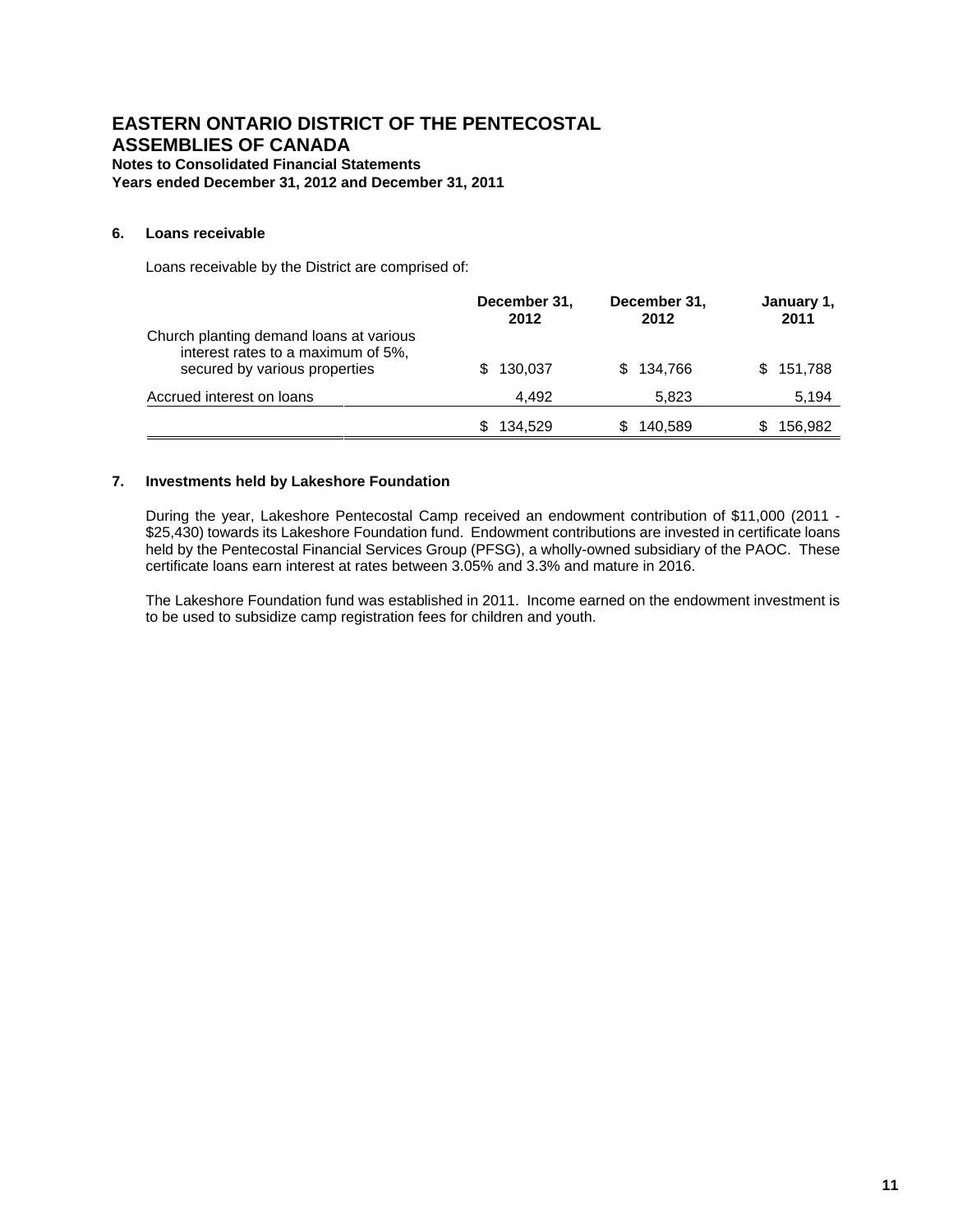# EASTERN ONTARIO DISTRICT OF THE PENTECOSTAL ASSEMBLIES OF CANADA

**Notes to Consolidated Financial Statements**
**Years ended December 31, 2012 and December 31, 2011**

## 6. Loans receivable

Loans receivable by the District are comprised of:

| | December 31, 2012 | December 31, 2012 | January 1, 2011 |
|---|---|---|---|
| Church planting demand loans at various interest rates to a maximum of 5%, secured by various properties | $ 130,037 | $ 134,766 | $ 151,788 |
| Accrued interest on loans | 4,492 | 5,823 | 5,194 |
| | $ 134,529 | $ 140,589 | $ 156,982 |

## 7. Investments held by Lakeshore Foundation

During the year, Lakeshore Pentecostal Camp received an endowment contribution of $11,000 (2011 - $25,430) towards its Lakeshore Foundation fund. Endowment contributions are invested in certificate loans held by the Pentecostal Financial Services Group (PFSG), a wholly-owned subsidiary of the PAOC. These certificate loans earn interest at rates between 3.05% and 3.3% and mature in 2016.

The Lakeshore Foundation fund was established in 2011. Income earned on the endowment investment is to be used to subsidize camp registration fees for children and youth.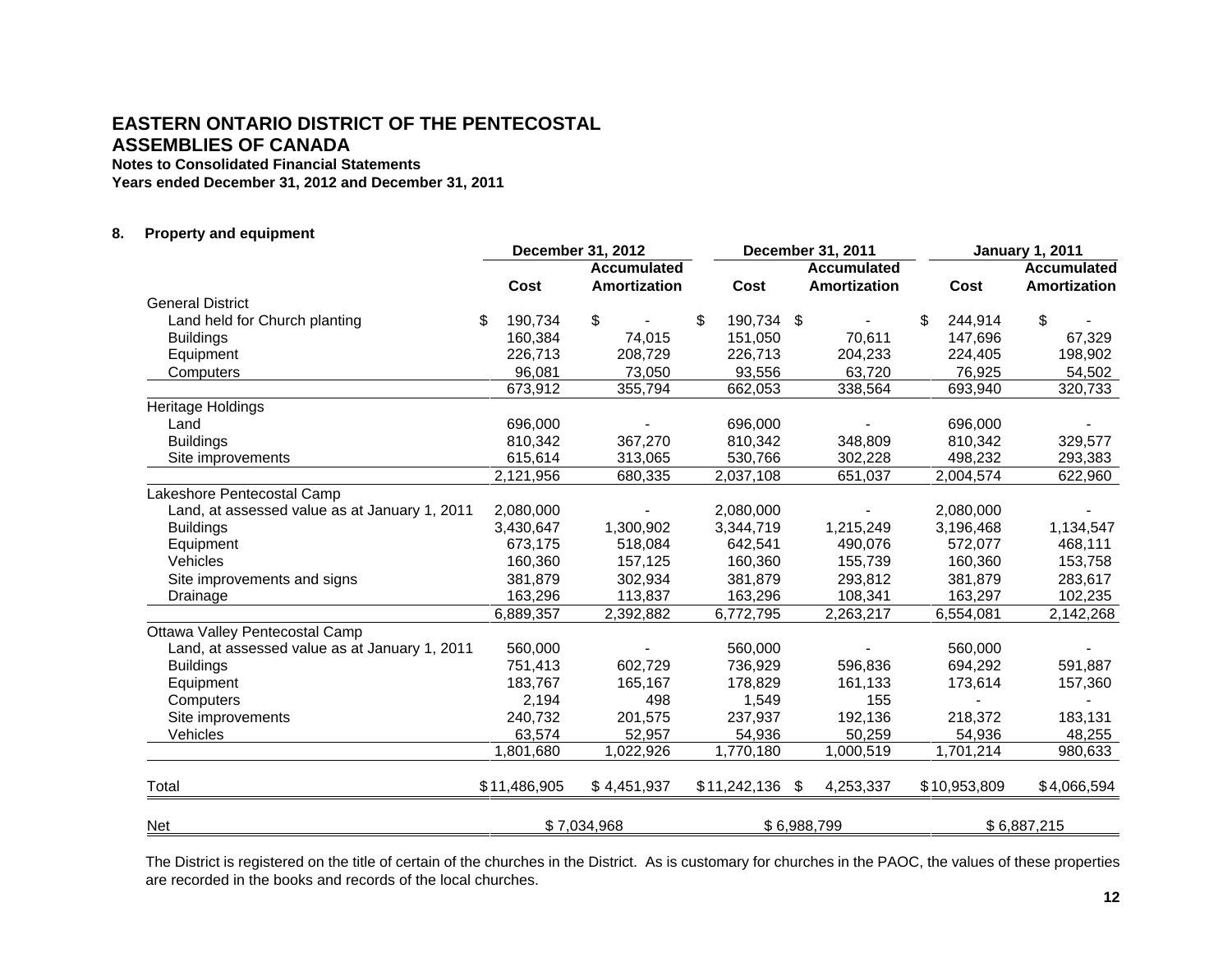**EASTERN ONTARIO DISTRICT OF THE PENTECOSTAL ASSEMBLIES OF CANADA**
**Notes to Consolidated Financial Statements**
**Years ended December 31, 2012 and December 31, 2011**

**8. Property and equipment**

| | December 31, 2012 | | December 31, 2011 | | January 1, 2011 | |
|---|---|---|---|---|---|---|
| | Cost | Accumulated Amortization | Cost | Accumulated Amortization | Cost | Accumulated Amortization |
| General District | | | | | | |
| Land held for Church planting | $ 190,734 | $ - | $ 190,734 | $ - | $ 244,914 | $ - |
| Buildings | 160,384 | 74,015 | 151,050 | 70,611 | 147,696 | 67,329 |
| Equipment | 226,713 | 208,729 | 226,713 | 204,233 | 224,405 | 198,902 |
| Computers | 96,081 | 73,050 | 93,556 | 63,720 | 76,925 | 54,502 |
| | 673,912 | 355,794 | 662,053 | 338,564 | 693,940 | 320,733 |
| Heritage Holdings | | | | | | |
| Land | 696,000 | - | 696,000 | - | 696,000 | - |
| Buildings | 810,342 | 367,270 | 810,342 | 348,809 | 810,342 | 329,577 |
| Site improvements | 615,614 | 313,065 | 530,766 | 302,228 | 498,232 | 293,383 |
| | 2,121,956 | 680,335 | 2,037,108 | 651,037 | 2,004,574 | 622,960 |
| Lakeshore Pentecostal Camp | | | | | | |
| Land, at assessed value as at January 1, 2011 | 2,080,000 | - | 2,080,000 | - | 2,080,000 | - |
| Buildings | 3,430,647 | 1,300,902 | 3,344,719 | 1,215,249 | 3,196,468 | 1,134,547 |
| Equipment | 673,175 | 518,084 | 642,541 | 490,076 | 572,077 | 468,111 |
| Vehicles | 160,360 | 157,125 | 160,360 | 155,739 | 160,360 | 153,758 |
| Site improvements and signs | 381,879 | 302,934 | 381,879 | 293,812 | 381,879 | 283,617 |
| Drainage | 163,296 | 113,837 | 163,296 | 108,341 | 163,297 | 102,235 |
| | 6,889,357 | 2,392,882 | 6,772,795 | 2,263,217 | 6,554,081 | 2,142,268 |
| Ottawa Valley Pentecostal Camp | | | | | | |
| Land, at assessed value as at January 1, 2011 | 560,000 | - | 560,000 | - | 560,000 | - |
| Buildings | 751,413 | 602,729 | 736,929 | 596,836 | 694,292 | 591,887 |
| Equipment | 183,767 | 165,167 | 178,829 | 161,133 | 173,614 | 157,360 |
| Computers | 2,194 | 498 | 1,549 | 155 | - | - |
| Site improvements | 240,732 | 201,575 | 237,937 | 192,136 | 218,372 | 183,131 |
| Vehicles | 63,574 | 52,957 | 54,936 | 50,259 | 54,936 | 48,255 |
| | 1,801,680 | 1,022,926 | 1,770,180 | 1,000,519 | 1,701,214 | 980,633 |
| Total | $ 11,486,905 | $ 4,451,937 | $ 11,242,136 | $ 4,253,337 | $ 10,953,809 | $ 4,066,594 |
| Net | $ 7,034,968 | | $ 6,988,799 | | $ 6,887,215 | |

The District is registered on the title of certain of the churches in the District. As is customary for churches in the PAOC, the values of these properties are recorded in the books and records of the local churches.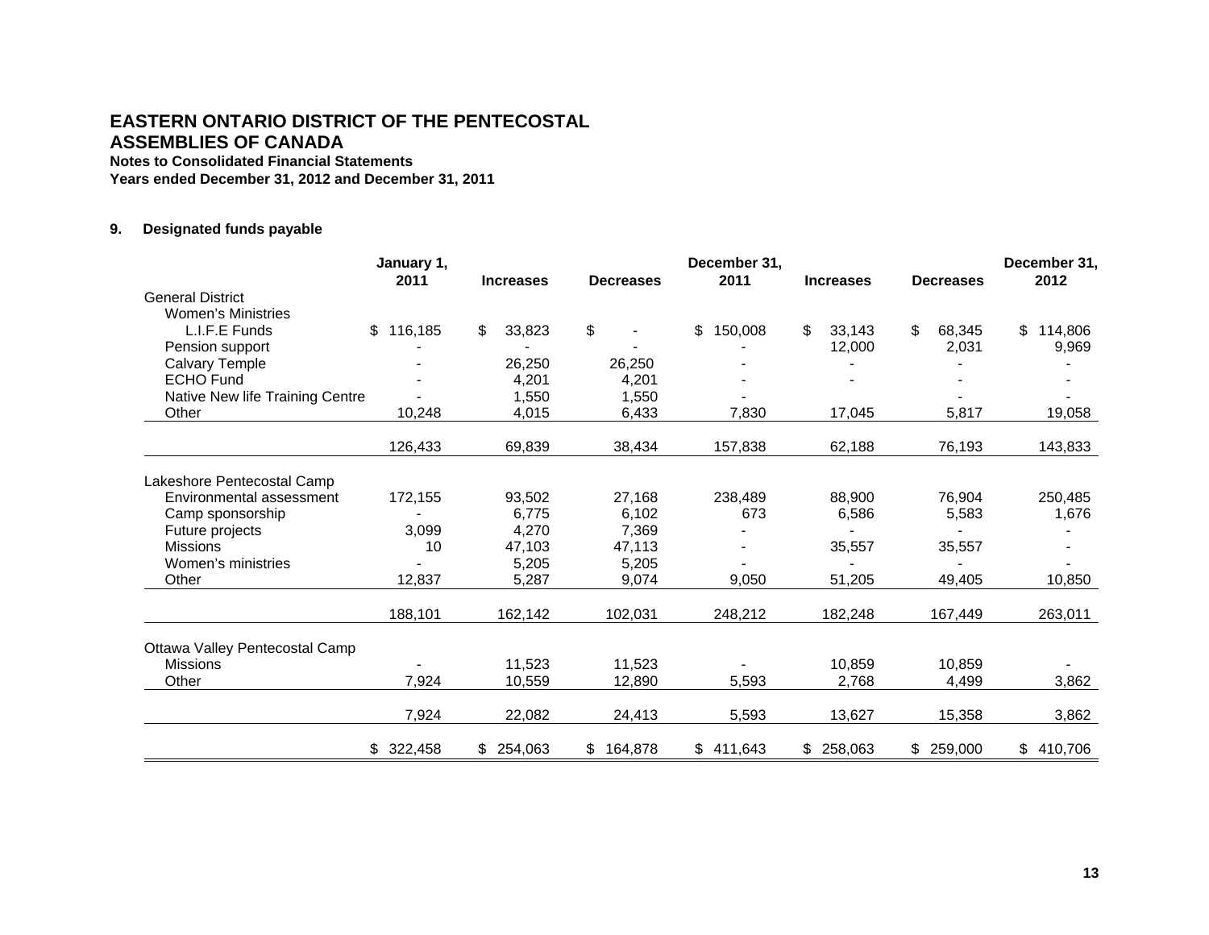# EASTERN ONTARIO DISTRICT OF THE PENTECOSTAL ASSEMBLIES OF CANADA

**Notes to Consolidated Financial Statements**
**Years ended December 31, 2012 and December 31, 2011**

## 9. Designated funds payable

| | January 1, 2011 | Increases | Decreases | December 31, 2011 | Increases | Decreases | December 31, 2012 |
|---|---|---|---|---|---|---|---|
| General District | | | | | | | |
| Women's Ministries | | | | | | | |
| L.I.F.E Funds | $ 116,185 | $ 33,823 | $ - | $ 150,008 | $ 33,143 | $ 68,345 | $ 114,806 |
| Pension support | - | - | - | - | 12,000 | 2,031 | 9,969 |
| Calvary Temple | - | 26,250 | 26,250 | - | - | - | - |
| ECHO Fund | - | 4,201 | 4,201 | - | - | - | - |
| Native New life Training Centre | - | 1,550 | 1,550 | - | | - | - |
| Other | 10,248 | 4,015 | 6,433 | 7,830 | 17,045 | 5,817 | 19,058 |
| | 126,433 | 69,839 | 38,434 | 157,838 | 62,188 | 76,193 | 143,833 |
| Lakeshore Pentecostal Camp | | | | | | | |
| Environmental assessment | 172,155 | 93,502 | 27,168 | 238,489 | 88,900 | 76,904 | 250,485 |
| Camp sponsorship | - | 6,775 | 6,102 | 673 | 6,586 | 5,583 | 1,676 |
| Future projects | 3,099 | 4,270 | 7,369 | - | - | - | - |
| Missions | 10 | 47,103 | 47,113 | - | 35,557 | 35,557 | - |
| Women's ministries | - | 5,205 | 5,205 | - | - | - | - |
| Other | 12,837 | 5,287 | 9,074 | 9,050 | 51,205 | 49,405 | 10,850 |
| | 188,101 | 162,142 | 102,031 | 248,212 | 182,248 | 167,449 | 263,011 |
| Ottawa Valley Pentecostal Camp | | | | | | | |
| Missions | - | 11,523 | 11,523 | - | 10,859 | 10,859 | - |
| Other | 7,924 | 10,559 | 12,890 | 5,593 | 2,768 | 4,499 | 3,862 |
| | 7,924 | 22,082 | 24,413 | 5,593 | 13,627 | 15,358 | 3,862 |
| | $ 322,458 | $ 254,063 | $ 164,878 | $ 411,643 | $ 258,063 | $ 259,000 | $ 410,706 |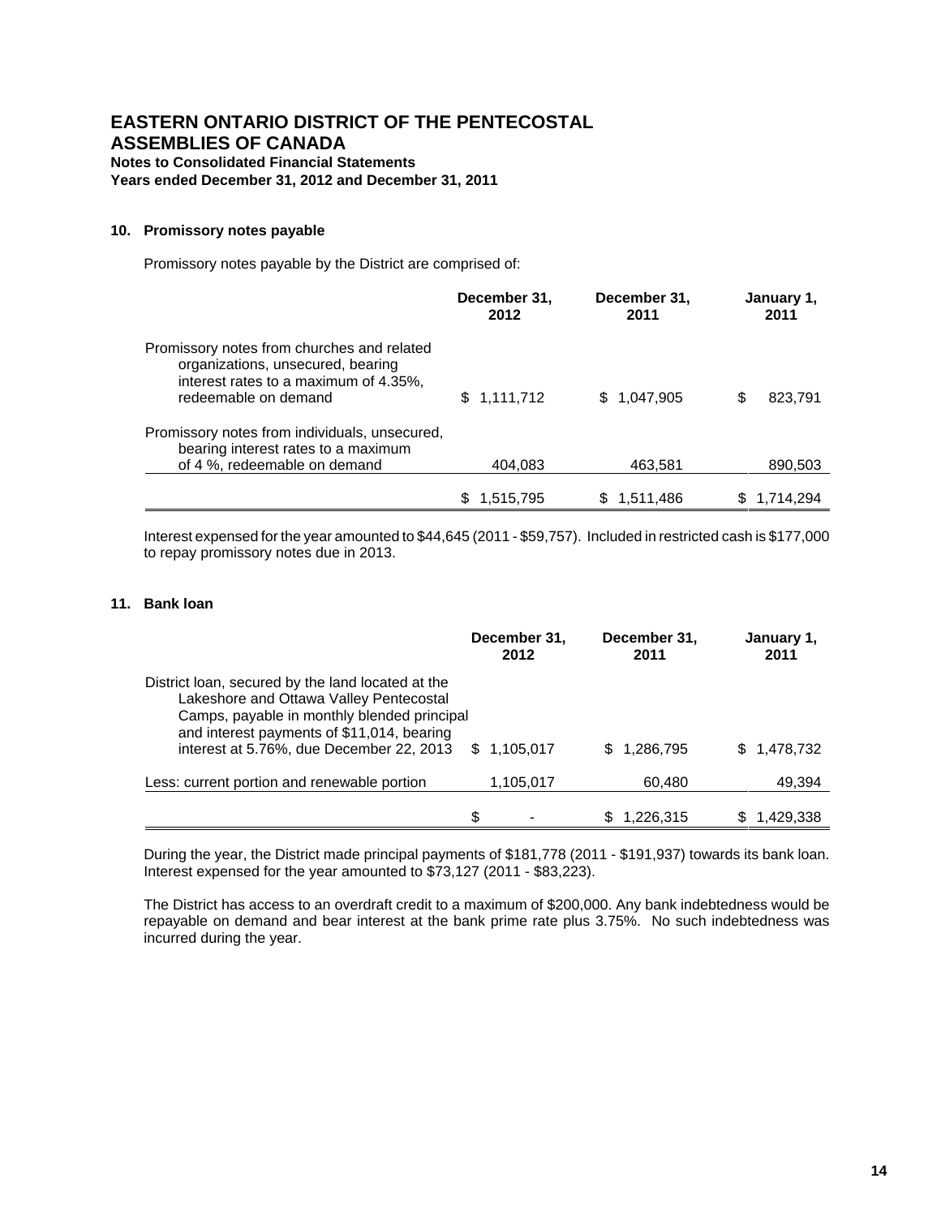# EASTERN ONTARIO DISTRICT OF THE PENTECOSTAL ASSEMBLIES OF CANADA

**Notes to Consolidated Financial Statements**
**Years ended December 31, 2012 and December 31, 2011**

## 10. Promissory notes payable

Promissory notes payable by the District are comprised of:

| | December 31, 2012 | December 31, 2011 | January 1, 2011 |
|---|---|---|---|
| Promissory notes from churches and related organizations, unsecured, bearing interest rates to a maximum of 4.35%, redeemable on demand | $ 1,111,712 | $ 1,047,905 | $ 823,791 |
| Promissory notes from individuals, unsecured, bearing interest rates to a maximum of 4 %, redeemable on demand | 404,083 | 463,581 | 890,503 |
| | $ 1,515,795 | $ 1,511,486 | $ 1,714,294 |

Interest expensed for the year amounted to $44,645 (2011 - $59,757). Included in restricted cash is $177,000 to repay promissory notes due in 2013.

## 11. Bank loan

| | December 31, 2012 | December 31, 2011 | January 1, 2011 |
|---|---|---|---|
| District loan, secured by the land located at the Lakeshore and Ottawa Valley Pentecostal Camps, payable in monthly blended principal and interest payments of $11,014, bearing interest at 5.76%, due December 22, 2013 | $ 1,105,017 | $ 1,286,795 | $ 1,478,732 |
| Less: current portion and renewable portion | 1,105,017 | 60,480 | 49,394 |
| | $ - | $ 1,226,315 | $ 1,429,338 |

During the year, the District made principal payments of $181,778 (2011 - $191,937) towards its bank loan. Interest expensed for the year amounted to $73,127 (2011 - $83,223).

The District has access to an overdraft credit to a maximum of $200,000. Any bank indebtedness would be repayable on demand and bear interest at the bank prime rate plus 3.75%. No such indebtedness was incurred during the year.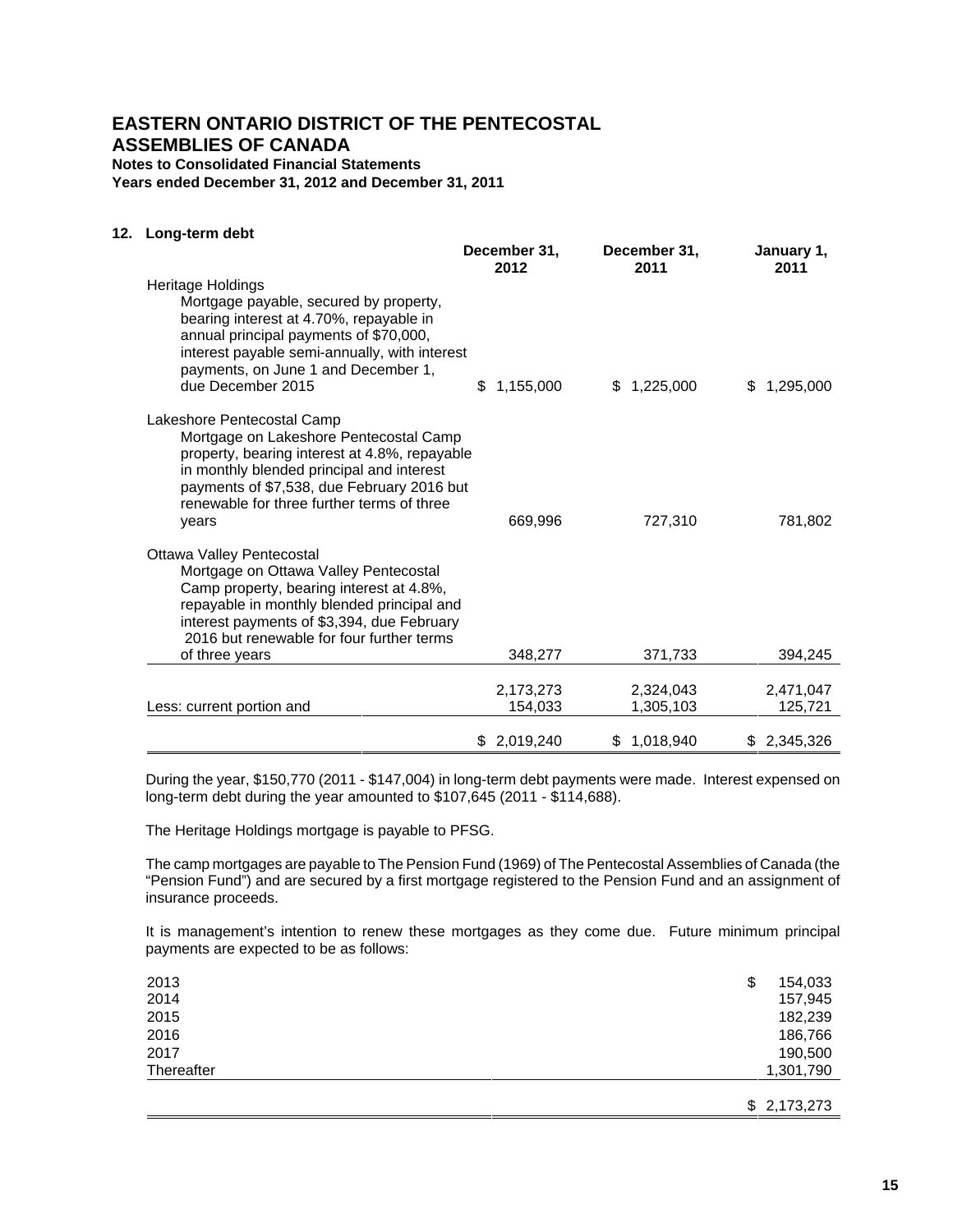# EASTERN ONTARIO DISTRICT OF THE PENTECOSTAL ASSEMBLIES OF CANADA

**Notes to Consolidated Financial Statements**

**Years ended December 31, 2012 and December 31, 2011**

## 12. Long-term debt

| | December 31, 2012 | December 31, 2011 | January 1, 2011 |
|---|---|---|---|
| Heritage Holdings<br>Mortgage payable, secured by property, bearing interest at 4.70%, repayable in annual principal payments of $70,000, interest payable semi-annually, with interest payments, on June 1 and December 1, due December 2015 | $ 1,155,000 | $ 1,225,000 | $ 1,295,000 |
| Lakeshore Pentecostal Camp<br>Mortgage on Lakeshore Pentecostal Camp property, bearing interest at 4.8%, repayable in monthly blended principal and interest payments of $7,538, due February 2016 but renewable for three further terms of three years | 669,996 | 727,310 | 781,802 |
| Ottawa Valley Pentecostal<br>Mortgage on Ottawa Valley Pentecostal Camp property, bearing interest at 4.8%, repayable in monthly blended principal and interest payments of $3,394, due February 2016 but renewable for four further terms of three years | 348,277 | 371,733 | 394,245 |
| | 2,173,273 | 2,324,043 | 2,471,047 |
| Less: current portion and | 154,033 | 1,305,103 | 125,721 |
| | $ 2,019,240 | $ 1,018,940 | $ 2,345,326 |

During the year, $150,770 (2011 - $147,004) in long-term debt payments were made. Interest expensed on long-term debt during the year amounted to $107,645 (2011 - $114,688).

The Heritage Holdings mortgage is payable to PFSG.

The camp mortgages are payable to The Pension Fund (1969) of The Pentecostal Assemblies of Canada (the "Pension Fund") and are secured by a first mortgage registered to the Pension Fund and an assignment of insurance proceeds.

It is management's intention to renew these mortgages as they come due. Future minimum principal payments are expected to be as follows:

| | |
|---|---|
| 2013 | $ 154,033 |
| 2014 | 157,945 |
| 2015 | 182,239 |
| 2016 | 186,766 |
| 2017 | 190,500 |
| Thereafter | 1,301,790 |
| | $ 2,173,273 |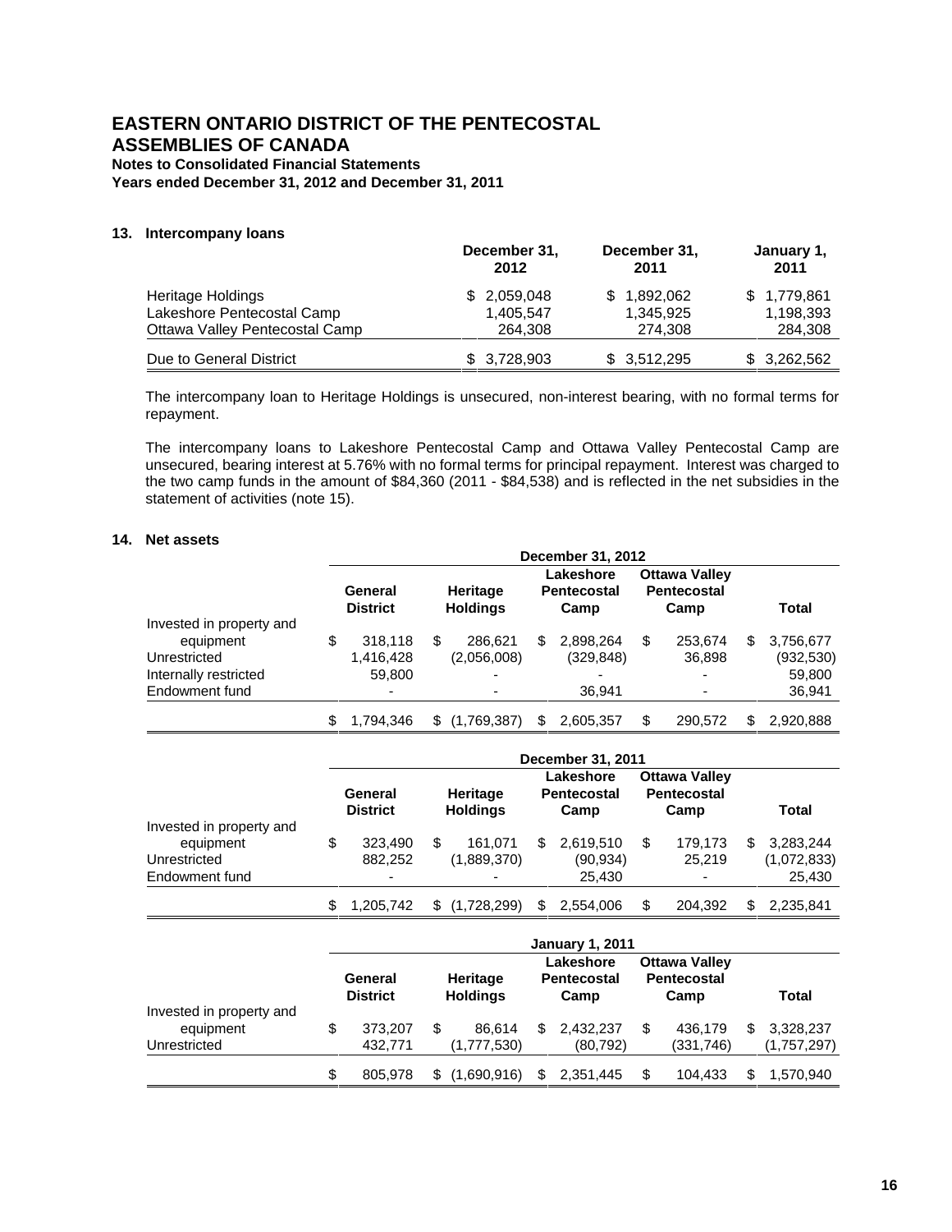# EASTERN ONTARIO DISTRICT OF THE PENTECOSTAL ASSEMBLIES OF CANADA

**Notes to Consolidated Financial Statements**
**Years ended December 31, 2012 and December 31, 2011**

## 13. Intercompany loans

| | December 31, 2012 | December 31, 2011 | January 1, 2011 |
|---|---|---|---|
| Heritage Holdings | $ 2,059,048 | $ 1,892,062 | $ 1,779,861 |
| Lakeshore Pentecostal Camp | 1,405,547 | 1,345,925 | 1,198,393 |
| Ottawa Valley Pentecostal Camp | 264,308 | 274,308 | 284,308 |
| Due to General District | $ 3,728,903 | $ 3,512,295 | $ 3,262,562 |

The intercompany loan to Heritage Holdings is unsecured, non-interest bearing, with no formal terms for repayment.

The intercompany loans to Lakeshore Pentecostal Camp and Ottawa Valley Pentecostal Camp are unsecured, bearing interest at 5.76% with no formal terms for principal repayment. Interest was charged to the two camp funds in the amount of $84,360 (2011 - $84,538) and is reflected in the net subsidies in the statement of activities (note 15).

## 14. Net assets

| | December 31, 2012 | | | | |
|---|---|---|---|---|---|
| | General District | Heritage Holdings | Lakeshore Pentecostal Camp | Ottawa Valley Pentecostal Camp | Total |
| Invested in property and equipment | $ 318,118 | $ 286,621 | $ 2,898,264 | $ 253,674 | $ 3,756,677 |
| Unrestricted | 1,416,428 | (2,056,008) | (329,848) | 36,898 | (932,530) |
| Internally restricted | 59,800 | - | - | - | 59,800 |
| Endowment fund | - | - | 36,941 | - | 36,941 |
| | $ 1,794,346 | $ (1,769,387) | $ 2,605,357 | $ 290,572 | $ 2,920,888 |

| | December 31, 2011 | | | | |
|---|---|---|---|---|---|
| | General District | Heritage Holdings | Lakeshore Pentecostal Camp | Ottawa Valley Pentecostal Camp | Total |
| Invested in property and equipment | $ 323,490 | $ 161,071 | $ 2,619,510 | $ 179,173 | $ 3,283,244 |
| Unrestricted | 882,252 | (1,889,370) | (90,934) | 25,219 | (1,072,833) |
| Endowment fund | - | - | 25,430 | - | 25,430 |
| | $ 1,205,742 | $ (1,728,299) | $ 2,554,006 | $ 204,392 | $ 2,235,841 |

| | January 1, 2011 | | | | |
|---|---|---|---|---|---|
| | General District | Heritage Holdings | Lakeshore Pentecostal Camp | Ottawa Valley Pentecostal Camp | Total |
| Invested in property and equipment | $ 373,207 | $ 86,614 | $ 2,432,237 | $ 436,179 | $ 3,328,237 |
| Unrestricted | 432,771 | (1,777,530) | (80,792) | (331,746) | (1,757,297) |
| | $ 805,978 | $ (1,690,916) | $ 2,351,445 | $ 104,433 | $ 1,570,940 |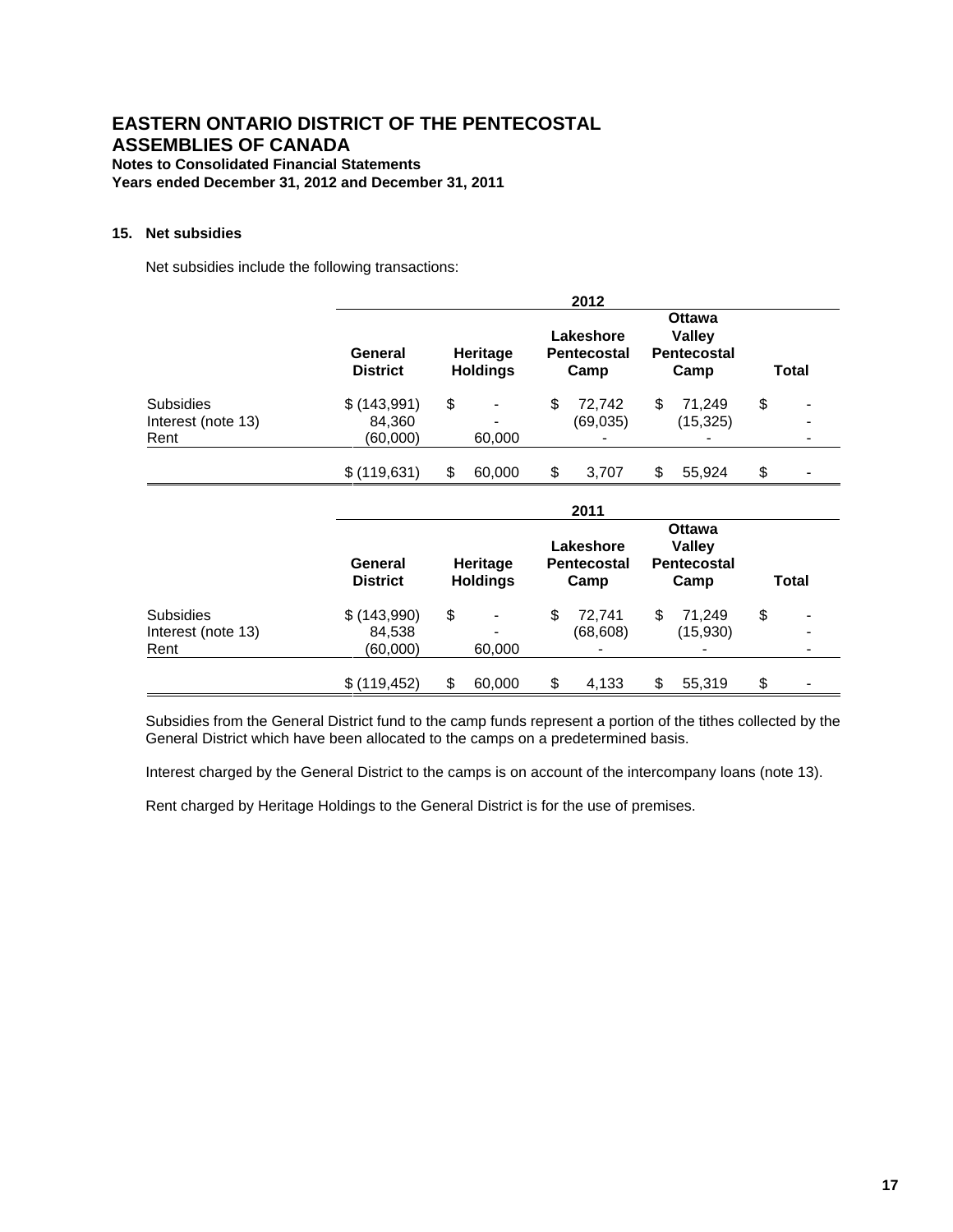# EASTERN ONTARIO DISTRICT OF THE PENTECOSTAL ASSEMBLIES OF CANADA

**Notes to Consolidated Financial Statements**
**Years ended December 31, 2012 and December 31, 2011**

## 15. Net subsidies

Net subsidies include the following transactions:

| | 2012 | | | | |
|---|---|---|---|---|---|
| | **General District** | **Heritage Holdings** | **Lakeshore Pentecostal Camp** | **Ottawa Valley Pentecostal Camp** | **Total** |
| Subsidies | $ (143,991) | $ - | $ 72,742 | $ 71,249 | $ - |
| Interest (note 13) | 84,360 | - | (69,035) | (15,325) | - |
| Rent | (60,000) | 60,000 | - | - | - |
| | $ (119,631) | $ 60,000 | $ 3,707 | $ 55,924 | $ - |

| | 2011 | | | | |
|---|---|---|---|---|---|
| | **General District** | **Heritage Holdings** | **Lakeshore Pentecostal Camp** | **Ottawa Valley Pentecostal Camp** | **Total** |
| Subsidies | $ (143,990) | $ - | $ 72,741 | $ 71,249 | $ - |
| Interest (note 13) | 84,538 | - | (68,608) | (15,930) | - |
| Rent | (60,000) | 60,000 | - | - | - |
| | $ (119,452) | $ 60,000 | $ 4,133 | $ 55,319 | $ - |

Subsidies from the General District fund to the camp funds represent a portion of the tithes collected by the General District which have been allocated to the camps on a predetermined basis.

Interest charged by the General District to the camps is on account of the intercompany loans (note 13).

Rent charged by Heritage Holdings to the General District is for the use of premises.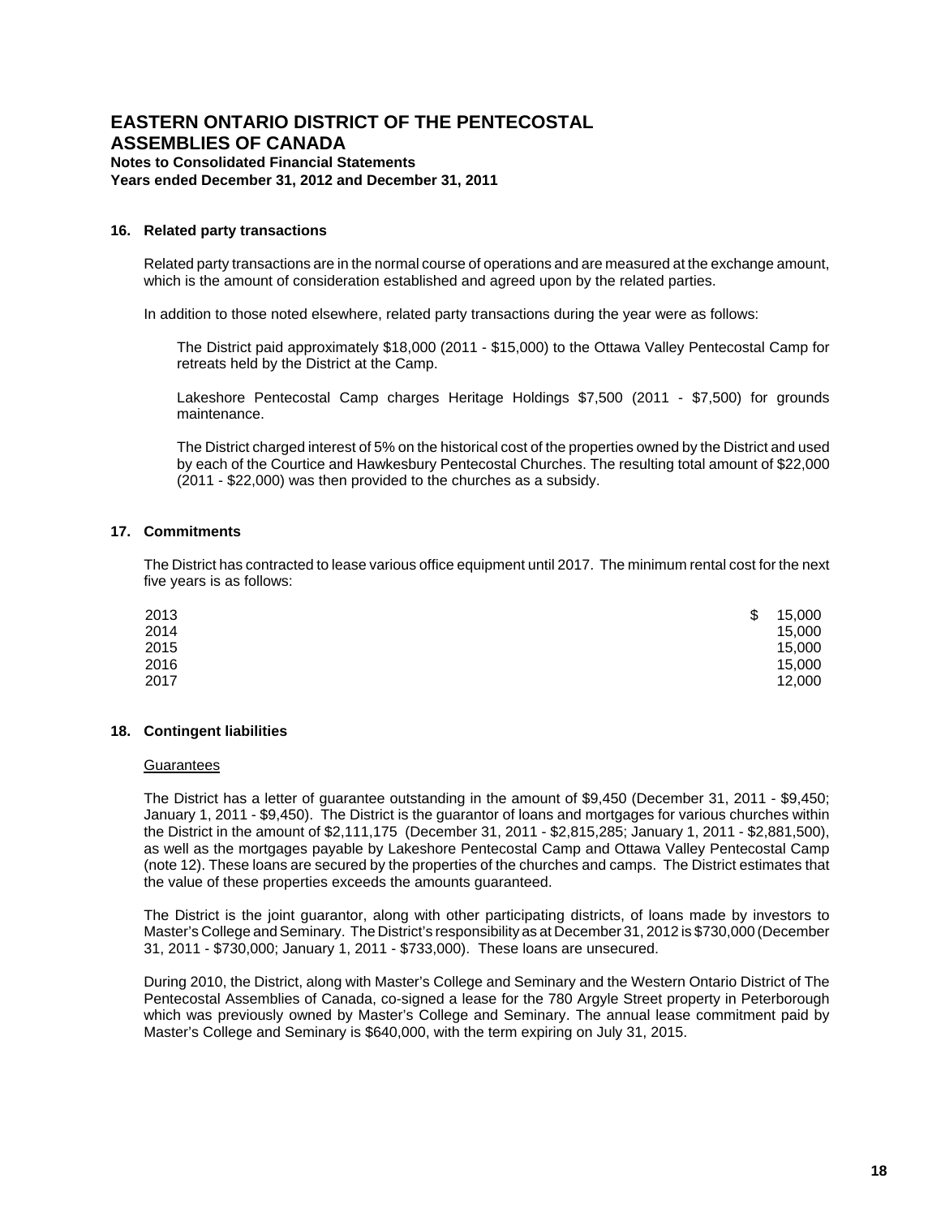# EASTERN ONTARIO DISTRICT OF THE PENTECOSTAL ASSEMBLIES OF CANADA

**Notes to Consolidated Financial Statements**
**Years ended December 31, 2012 and December 31, 2011**

## 16. Related party transactions

Related party transactions are in the normal course of operations and are measured at the exchange amount, which is the amount of consideration established and agreed upon by the related parties.

In addition to those noted elsewhere, related party transactions during the year were as follows:

The District paid approximately $18,000 (2011 - $15,000) to the Ottawa Valley Pentecostal Camp for retreats held by the District at the Camp.

Lakeshore Pentecostal Camp charges Heritage Holdings $7,500 (2011 - $7,500) for grounds maintenance.

The District charged interest of 5% on the historical cost of the properties owned by the District and used by each of the Courtice and Hawkesbury Pentecostal Churches. The resulting total amount of $22,000 (2011 - $22,000) was then provided to the churches as a subsidy.

## 17. Commitments

The District has contracted to lease various office equipment until 2017. The minimum rental cost for the next five years is as follows:

| | |
|---|---|
| 2013 | $ 15,000 |
| 2014 | 15,000 |
| 2015 | 15,000 |
| 2016 | 15,000 |
| 2017 | 12,000 |

## 18. Contingent liabilities

Guarantees

The District has a letter of guarantee outstanding in the amount of $9,450 (December 31, 2011 - $9,450; January 1, 2011 - $9,450). The District is the guarantor of loans and mortgages for various churches within the District in the amount of $2,111,175 (December 31, 2011 - $2,815,285; January 1, 2011 - $2,881,500), as well as the mortgages payable by Lakeshore Pentecostal Camp and Ottawa Valley Pentecostal Camp (note 12). These loans are secured by the properties of the churches and camps. The District estimates that the value of these properties exceeds the amounts guaranteed.

The District is the joint guarantor, along with other participating districts, of loans made by investors to Master's College and Seminary. The District's responsibility as at December 31, 2012 is $730,000 (December 31, 2011 - $730,000; January 1, 2011 - $733,000). These loans are unsecured.

During 2010, the District, along with Master's College and Seminary and the Western Ontario District of The Pentecostal Assemblies of Canada, co-signed a lease for the 780 Argyle Street property in Peterborough which was previously owned by Master's College and Seminary. The annual lease commitment paid by Master's College and Seminary is $640,000, with the term expiring on July 31, 2015.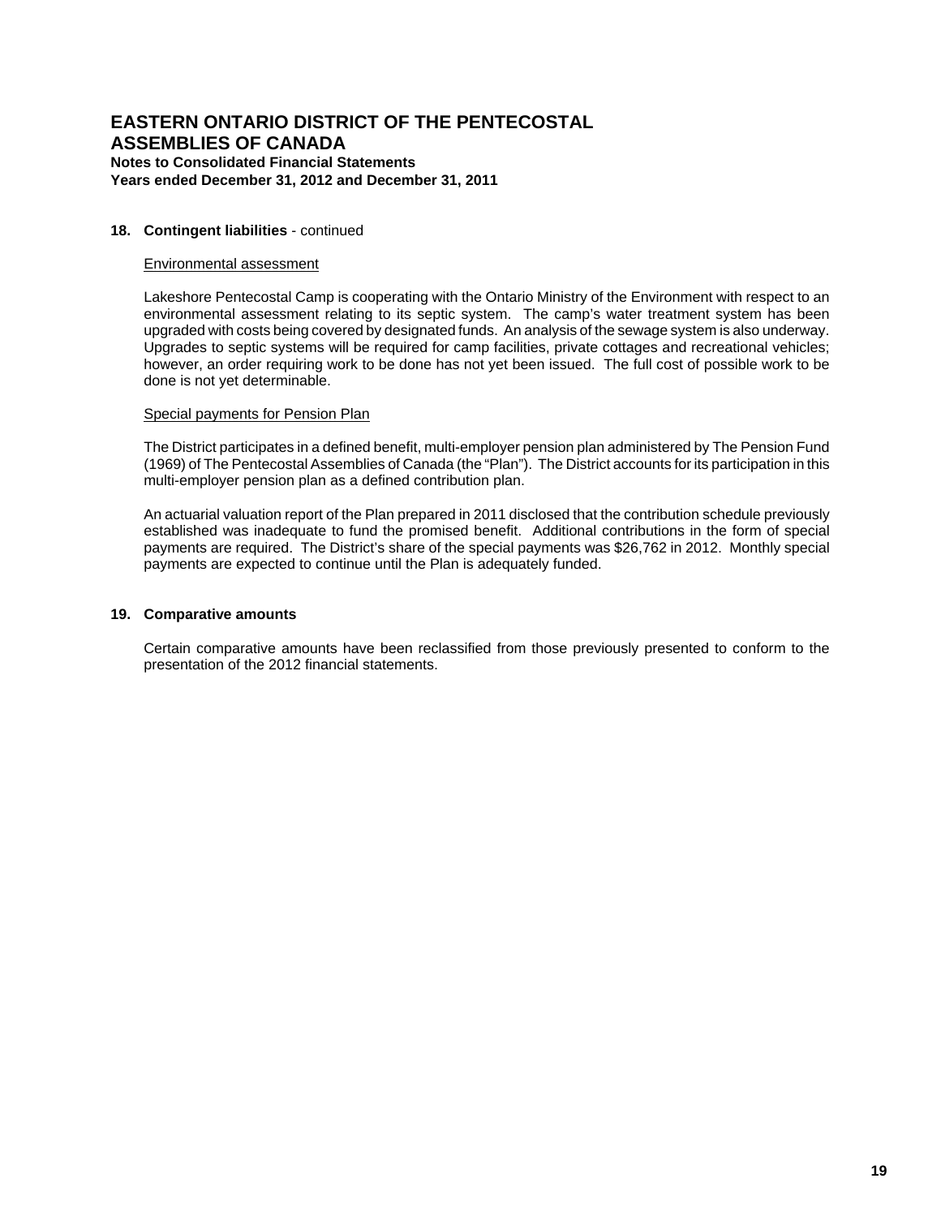# EASTERN ONTARIO DISTRICT OF THE PENTECOSTAL ASSEMBLIES OF CANADA

**Notes to Consolidated Financial Statements**
**Years ended December 31, 2012 and December 31, 2011**

## 18. Contingent liabilities - continued

Environmental assessment

Lakeshore Pentecostal Camp is cooperating with the Ontario Ministry of the Environment with respect to an environmental assessment relating to its septic system. The camp's water treatment system has been upgraded with costs being covered by designated funds. An analysis of the sewage system is also underway. Upgrades to septic systems will be required for camp facilities, private cottages and recreational vehicles; however, an order requiring work to be done has not yet been issued. The full cost of possible work to be done is not yet determinable.

Special payments for Pension Plan

The District participates in a defined benefit, multi-employer pension plan administered by The Pension Fund (1969) of The Pentecostal Assemblies of Canada (the "Plan"). The District accounts for its participation in this multi-employer pension plan as a defined contribution plan.

An actuarial valuation report of the Plan prepared in 2011 disclosed that the contribution schedule previously established was inadequate to fund the promised benefit. Additional contributions in the form of special payments are required. The District's share of the special payments was $26,762 in 2012. Monthly special payments are expected to continue until the Plan is adequately funded.

## 19. Comparative amounts

Certain comparative amounts have been reclassified from those previously presented to conform to the presentation of the 2012 financial statements.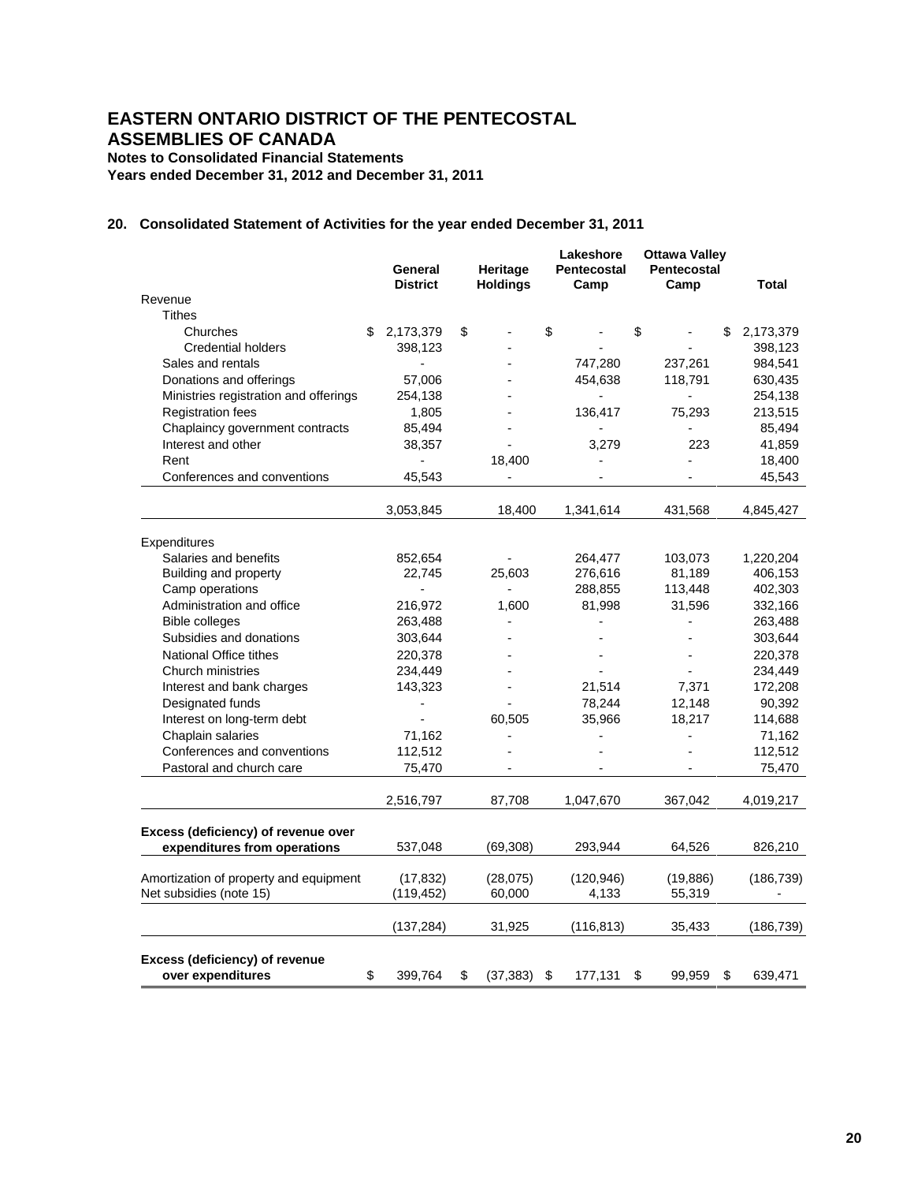# EASTERN ONTARIO DISTRICT OF THE PENTECOSTAL ASSEMBLIES OF CANADA

**Notes to Consolidated Financial Statements**
**Years ended December 31, 2012 and December 31, 2011**

## 20. Consolidated Statement of Activities for the year ended December 31, 2011

| | General District | Heritage Holdings | Lakeshore Pentecostal Camp | Ottawa Valley Pentecostal Camp | Total |
|---|---|---|---|---|---|
| Revenue | | | | | |
| Tithes | | | | | |
| Churches | $ 2,173,379 | $ - | $ - | $ - | $ 2,173,379 |
| Credential holders | 398,123 | - | - | - | 398,123 |
| Sales and rentals | - | - | 747,280 | 237,261 | 984,541 |
| Donations and offerings | 57,006 | - | 454,638 | 118,791 | 630,435 |
| Ministries registration and offerings | 254,138 | - | - | - | 254,138 |
| Registration fees | 1,805 | - | 136,417 | 75,293 | 213,515 |
| Chaplaincy government contracts | 85,494 | - | - | - | 85,494 |
| Interest and other | 38,357 | - | 3,279 | 223 | 41,859 |
| Rent | - | 18,400 | - | - | 18,400 |
| Conferences and conventions | 45,543 | - | - | - | 45,543 |
| | 3,053,845 | 18,400 | 1,341,614 | 431,568 | 4,845,427 |
| Expenditures | | | | | |
| Salaries and benefits | 852,654 | - | 264,477 | 103,073 | 1,220,204 |
| Building and property | 22,745 | 25,603 | 276,616 | 81,189 | 406,153 |
| Camp operations | - | - | 288,855 | 113,448 | 402,303 |
| Administration and office | 216,972 | 1,600 | 81,998 | 31,596 | 332,166 |
| Bible colleges | 263,488 | - | - | - | 263,488 |
| Subsidies and donations | 303,644 | - | - | - | 303,644 |
| National Office tithes | 220,378 | - | - | - | 220,378 |
| Church ministries | 234,449 | - | - | - | 234,449 |
| Interest and bank charges | 143,323 | - | 21,514 | 7,371 | 172,208 |
| Designated funds | - | - | 78,244 | 12,148 | 90,392 |
| Interest on long-term debt | - | 60,505 | 35,966 | 18,217 | 114,688 |
| Chaplain salaries | 71,162 | - | - | - | 71,162 |
| Conferences and conventions | 112,512 | - | - | - | 112,512 |
| Pastoral and church care | 75,470 | - | - | - | 75,470 |
| | 2,516,797 | 87,708 | 1,047,670 | 367,042 | 4,019,217 |
| **Excess (deficiency) of revenue over expenditures from operations** | 537,048 | (69,308) | 293,944 | 64,526 | 826,210 |
| Amortization of property and equipment | (17,832) | (28,075) | (120,946) | (19,886) | (186,739) |
| Net subsidies (note 15) | (119,452) | 60,000 | 4,133 | 55,319 | - |
| | (137,284) | 31,925 | (116,813) | 35,433 | (186,739) |
| **Excess (deficiency) of revenue over expenditures** | $ 399,764 | $ (37,383) | $ 177,131 | $ 99,959 | $ 639,471 |